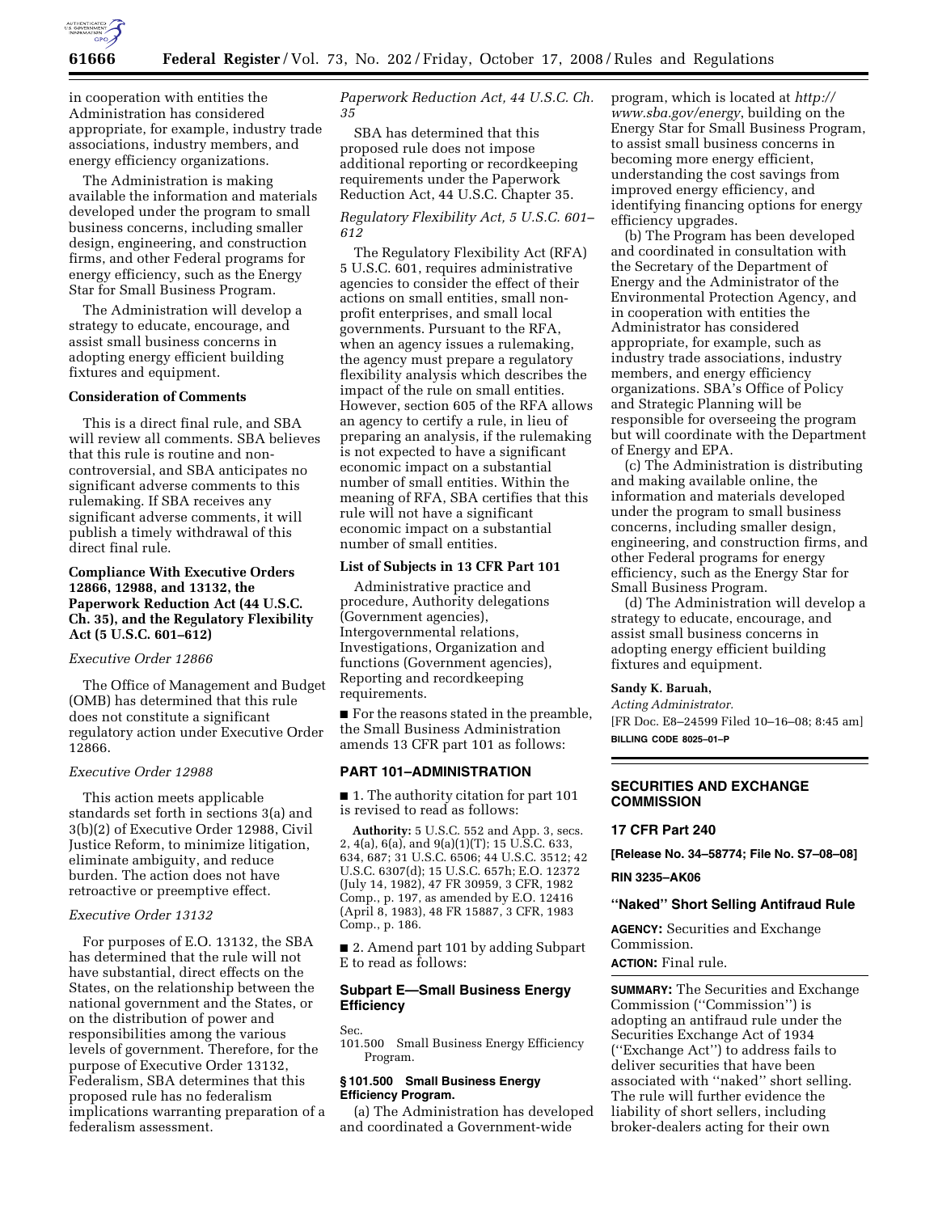in cooperation with entities the Administration has considered appropriate, for example, industry trade associations, industry members, and energy efficiency organizations.

The Administration is making available the information and materials developed under the program to small business concerns, including smaller design, engineering, and construction firms, and other Federal programs for energy efficiency, such as the Energy Star for Small Business Program.

The Administration will develop a strategy to educate, encourage, and assist small business concerns in adopting energy efficient building fixtures and equipment.

**Consideration of Comments**

This is a direct final rule, and SBA will review all comments. SBA believes that this rule is routine and non-controversial, and SBA anticipates no significant adverse comments to this rulemaking. If SBA receives any significant adverse comments, it will publish a timely withdrawal of this direct final rule.

**Compliance With Executive Orders 12866, 12988, and 13132, the Paperwork Reduction Act (44 U.S.C. Ch. 35), and the Regulatory Flexibility Act (5 U.S.C. 601–612)**

*Executive Order 12866*

The Office of Management and Budget (OMB) has determined that this rule does not constitute a significant regulatory action under Executive Order 12866.

*Executive Order 12988*

This action meets applicable standards set forth in sections 3(a) and 3(b)(2) of Executive Order 12988, Civil Justice Reform, to minimize litigation, eliminate ambiguity, and reduce burden. The action does not have retroactive or preemptive effect.

*Executive Order 13132*

For purposes of E.O. 13132, the SBA has determined that the rule will not have substantial, direct effects on the States, on the relationship between the national government and the States, or on the distribution of power and responsibilities among the various levels of government. Therefore, for the purpose of Executive Order 13132, Federalism, SBA determines that this proposed rule has no federalism implications warranting preparation of a federalism assessment.

*Paperwork Reduction Act, 44 U.S.C. Ch. 35*

SBA has determined that this proposed rule does not impose additional reporting or recordkeeping requirements under the Paperwork Reduction Act, 44 U.S.C. Chapter 35.

*Regulatory Flexibility Act, 5 U.S.C. 601–612*

The Regulatory Flexibility Act (RFA) 5 U.S.C. 601, requires administrative agencies to consider the effect of their actions on small entities, small non-profit enterprises, and small local governments. Pursuant to the RFA, when an agency issues a rulemaking, the agency must prepare a regulatory flexibility analysis which describes the impact of the rule on small entities. However, section 605 of the RFA allows an agency to certify a rule, in lieu of preparing an analysis, if the rulemaking is not expected to have a significant economic impact on a substantial number of small entities. Within the meaning of RFA, SBA certifies that this rule will not have a significant economic impact on a substantial number of small entities.

**List of Subjects in 13 CFR Part 101**

Administrative practice and procedure, Authority delegations (Government agencies), Intergovernmental relations, Investigations, Organization and functions (Government agencies), Reporting and recordkeeping requirements.

■ For the reasons stated in the preamble, the Small Business Administration amends 13 CFR part 101 as follows:

**PART 101–ADMINISTRATION**

■ 1. The authority citation for part 101 is revised to read as follows:

**Authority:** 5 U.S.C. 552 and App. 3, secs. 2, 4(a), 6(a), and 9(a)(1)(T); 15 U.S.C. 633, 634, 687; 31 U.S.C. 6506; 44 U.S.C. 3512; 42 U.S.C. 6307(d); 15 U.S.C. 657h; E.O. 12372 (July 14, 1982), 47 FR 30959, 3 CFR, 1982 Comp., p. 197, as amended by E.O. 12416 (April 8, 1983), 48 FR 15887, 3 CFR, 1983 Comp., p. 186.

■ 2. Amend part 101 by adding Subpart E to read as follows:

**Subpart E—Small Business Energy Efficiency**

Sec.
101.500 Small Business Energy Efficiency Program.

**§ 101.500 Small Business Energy Efficiency Program.**

(a) The Administration has developed and coordinated a Government-wide program, which is located at *http://www.sba.gov/energy*, building on the Energy Star for Small Business Program, to assist small business concerns in becoming more energy efficient, understanding the cost savings from improved energy efficiency, and identifying financing options for energy efficiency upgrades.

(b) The Program has been developed and coordinated in consultation with the Secretary of the Department of Energy and the Administrator of the Environmental Protection Agency, and in cooperation with entities the Administrator has considered appropriate, for example, such as industry trade associations, industry members, and energy efficiency organizations. SBA's Office of Policy and Strategic Planning will be responsible for overseeing the program but will coordinate with the Department of Energy and EPA.

(c) The Administration is distributing and making available online, the information and materials developed under the program to small business concerns, including smaller design, engineering, and construction firms, and other Federal programs for energy efficiency, such as the Energy Star for Small Business Program.

(d) The Administration will develop a strategy to educate, encourage, and assist small business concerns in adopting energy efficient building fixtures and equipment.

**Sandy K. Baruah,**

*Acting Administrator.*

[FR Doc. E8–24599 Filed 10–16–08; 8:45 am]

**BILLING CODE 8025–01–P**

---

**SECURITIES AND EXCHANGE COMMISSION**

**17 CFR Part 240**

**[Release No. 34–58774; File No. S7–08–08]**

**RIN 3235–AK06**

## ''Naked'' Short Selling Antifraud Rule

**AGENCY:** Securities and Exchange Commission.

**ACTION:** Final rule.

**SUMMARY:** The Securities and Exchange Commission (''Commission'') is adopting an antifraud rule under the Securities Exchange Act of 1934 (''Exchange Act'') to address fails to deliver securities that have been associated with ''naked'' short selling. The rule will further evidence the liability of short sellers, including broker-dealers acting for their own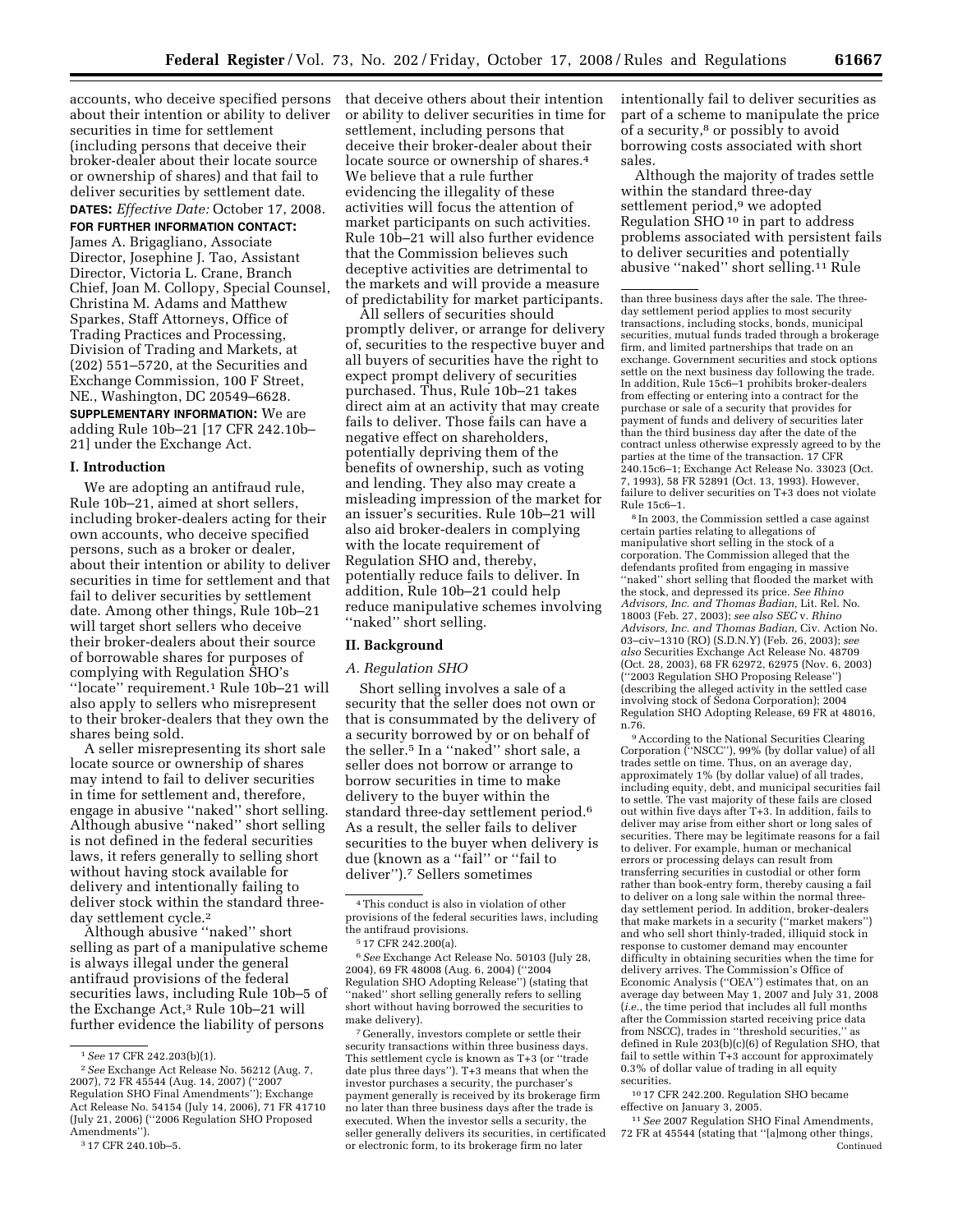accounts, who deceive specified persons about their intention or ability to deliver securities in time for settlement (including persons that deceive their broker-dealer about their locate source or ownership of shares) and that fail to deliver securities by settlement date.

**DATES:** *Effective Date:* October 17, 2008.

**FOR FURTHER INFORMATION CONTACT:** James A. Brigagliano, Associate Director, Josephine J. Tao, Assistant Director, Victoria L. Crane, Branch Chief, Joan M. Collopy, Special Counsel, Christina M. Adams and Matthew Sparkes, Staff Attorneys, Office of Trading Practices and Processing, Division of Trading and Markets, at (202) 551–5720, at the Securities and Exchange Commission, 100 F Street, NE., Washington, DC 20549–6628.

**SUPPLEMENTARY INFORMATION:** We are adding Rule 10b–21 [17 CFR 242.10b–21] under the Exchange Act.

## I. Introduction

We are adopting an antifraud rule, Rule 10b–21, aimed at short sellers, including broker-dealers acting for their own accounts, who deceive specified persons, such as a broker or dealer, about their intention or ability to deliver securities in time for settlement and that fail to deliver securities by settlement date. Among other things, Rule 10b–21 will target short sellers who deceive their broker-dealers about their source of borrowable shares for purposes of complying with Regulation SHO's "locate" requirement.[1] Rule 10b–21 will also apply to sellers who misrepresent to their broker-dealers that they own the shares being sold.

A seller misrepresenting its short sale locate source or ownership of shares may intend to fail to deliver securities in time for settlement and, therefore, engage in abusive "naked" short selling. Although abusive "naked" short selling is not defined in the federal securities laws, it refers generally to selling short without having stock available for delivery and intentionally failing to deliver stock within the standard three-day settlement cycle.[2]

Although abusive "naked" short selling as part of a manipulative scheme is always illegal under the general antifraud provisions of the federal securities laws, including Rule 10b–5 of the Exchange Act,[3] Rule 10b–21 will further evidence the liability of persons that deceive others about their intention or ability to deliver securities in time for settlement, including persons that deceive their broker-dealer about their locate source or ownership of shares.[4] We believe that a rule further evidencing the illegality of these activities will focus the attention of market participants on such activities. Rule 10b–21 will also further evidence that the Commission believes such deceptive activities are detrimental to the markets and will provide a measure of predictability for market participants.

All sellers of securities should promptly deliver, or arrange for delivery of, securities to the respective buyer and all buyers of securities have the right to expect prompt delivery of securities purchased. Thus, Rule 10b–21 takes direct aim at an activity that may create fails to deliver. Those fails can have a negative effect on shareholders, potentially depriving them of the benefits of ownership, such as voting and lending. They also may create a misleading impression of the market for an issuer's securities. Rule 10b–21 will also aid broker-dealers in complying with the locate requirement of Regulation SHO and, thereby, potentially reduce fails to deliver. In addition, Rule 10b–21 could help reduce manipulative schemes involving "naked" short selling.

## II. Background

### A. Regulation SHO

Short selling involves a sale of a security that the seller does not own or that is consummated by the delivery of a security borrowed by or on behalf of the seller.[5] In a "naked" short sale, a seller does not borrow or arrange to borrow securities in time to make delivery to the buyer within the standard three-day settlement period.[6] As a result, the seller fails to deliver securities to the buyer when delivery is due (known as a "fail" or "fail to deliver").[7] Sellers sometimes intentionally fail to deliver securities as part of a scheme to manipulate the price of a security,[8] or possibly to avoid borrowing costs associated with short sales.

Although the majority of trades settle within the standard three-day settlement period,[9] we adopted Regulation SHO[10] in part to address problems associated with persistent fails to deliver securities and potentially abusive "naked" short selling.[11] Rule

---

[1] *See* 17 CFR 242.203(b)(1).

[2] *See* Exchange Act Release No. 56212 (Aug. 7, 2007), 72 FR 45544 (Aug. 14, 2007) ("2007 Regulation SHO Final Amendments"); Exchange Act Release No. 54154 (July 14, 2006), 71 FR 41710 (July 21, 2006) ("2006 Regulation SHO Proposed Amendments").

[3] 17 CFR 240.10b–5.

[4] This conduct is also in violation of other provisions of the federal securities laws, including the antifraud provisions.

[5] 17 CFR 242.200(a).

[6] *See* Exchange Act Release No. 50103 (July 28, 2004), 69 FR 48008 (Aug. 6, 2004) ("2004 Regulation SHO Adopting Release") (stating that "naked" short selling generally refers to selling short without having borrowed the securities to make delivery).

[7] Generally, investors complete or settle their security transactions within three business days. This settlement cycle is known as T+3 (or "trade date plus three days"). T+3 means that when the investor purchases a security, the purchaser's payment generally is received by its brokerage firm no later than three business days after the trade is executed. When the investor sells a security, the seller generally delivers its securities, in certificated or electronic form, to its brokerage firm no later than three business days after the sale. The three-day settlement period applies to most security transactions, including stocks, bonds, municipal securities, mutual funds traded through a brokerage firm, and limited partnerships that trade on an exchange. Government securities and stock options settle on the next business day following the trade. In addition, Rule 15c6–1 prohibits broker-dealers from effecting or entering into a contract for the purchase or sale of a security that provides for payment of funds and delivery of securities later than the third business day after the date of the contract unless otherwise expressly agreed to by the parties at the time of the transaction. 17 CFR 240.15c6–1; Exchange Act Release No. 33023 (Oct. 7, 1993), 58 FR 52891 (Oct. 13, 1993). However, failure to deliver securities on T+3 does not violate Rule 15c6–1.

[8] In 2003, the Commission settled a case against certain parties relating to allegations of manipulative short selling in the stock of a corporation. The Commission alleged that the defendants profited from engaging in massive "naked" short selling that flooded the market with the stock, and depressed its price. *See Rhino Advisors, Inc. and Thomas Badian,* Lit. Rel. No. 18003 (Feb. 27, 2003); *see also SEC* v. *Rhino Advisors, Inc. and Thomas Badian,* Civ. Action No. 03–civ–1310 (RO) (S.D.N.Y) (Feb. 26, 2003); *see also* Securities Exchange Act Release No. 48709 (Oct. 28, 2003), 68 FR 62972, 62975 (Nov. 6, 2003) ("2003 Regulation SHO Proposing Release") (describing the alleged activity in the settled case involving stock of Sedona Corporation); 2004 Regulation SHO Adopting Release, 69 FR at 48016, n.76.

[9] According to the National Securities Clearing Corporation ("NSCC"), 99% (by dollar value) of all trades settle on time. Thus, on an average day, approximately 1% (by dollar value) of all trades, including equity, debt, and municipal securities fail to settle. The vast majority of these fails are closed out within five days after T+3. In addition, fails to deliver may arise from either short or long sales of securities. There may be legitimate reasons for a fail to deliver. For example, human or mechanical errors or processing delays can result from transferring securities in custodial or other form rather than book-entry form, thereby causing a fail to deliver on a long sale within the normal three-day settlement period. In addition, broker-dealers that make markets in a security ("market makers") and who sell short thinly-traded, illiquid stock in response to customer demand may encounter difficulty in obtaining securities when the time for delivery arrives. The Commission's Office of Economic Analysis ("OEA") estimates that, on an average day between May 1, 2007 and July 31, 2008 (*i.e.*, the time period that includes all full months after the Commission started receiving price data from NSCC), trades in "threshold securities," as defined in Rule 203(b)(c)(6) of Regulation SHO, that fail to settle within T+3 account for approximately 0.3% of dollar value of trading in all equity securities.

[10] 17 CFR 242.200. Regulation SHO became effective on January 3, 2005.

[11] *See* 2007 Regulation SHO Final Amendments, 72 FR at 45544 (stating that "[a]mong other things,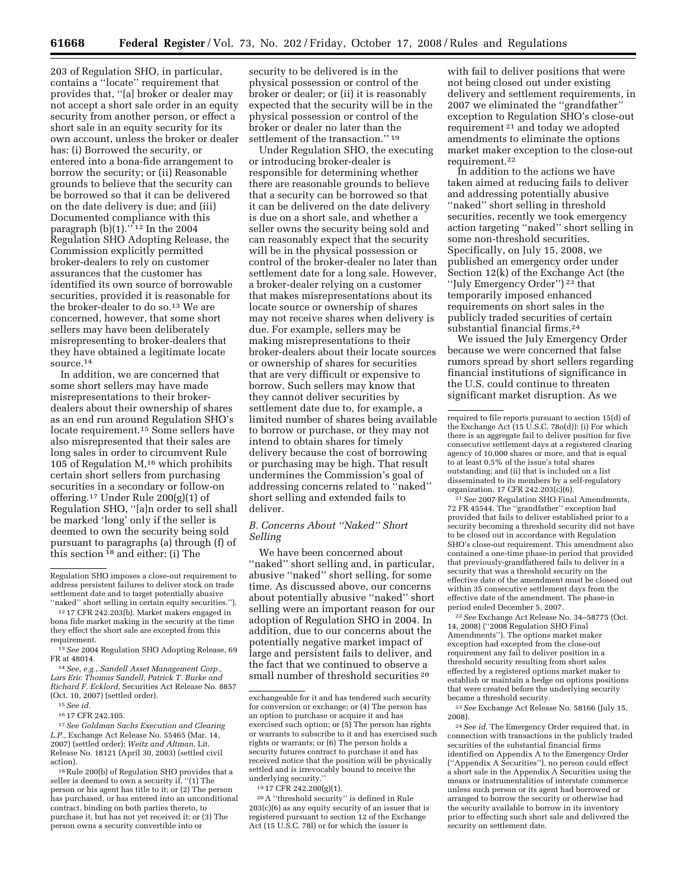203 of Regulation SHO, in particular, contains a "locate" requirement that provides that, "[a] broker or dealer may not accept a short sale order in an equity security from another person, or effect a short sale in an equity security for its own account, unless the broker or dealer has: (i) Borrowed the security, or entered into a bona-fide arrangement to borrow the security; or (ii) Reasonable grounds to believe that the security can be borrowed so that it can be delivered on the date delivery is due; and (iii) Documented compliance with this paragraph (b)(1)."[12] In the 2004 Regulation SHO Adopting Release, the Commission explicitly permitted broker-dealers to rely on customer assurances that the customer has identified its own source of borrowable securities, provided it is reasonable for the broker-dealer to do so.[13] We are concerned, however, that some short sellers may have been deliberately misrepresenting to broker-dealers that they have obtained a legitimate locate source.[14]

In addition, we are concerned that some short sellers may have made misrepresentations to their broker-dealers about their ownership of shares as an end run around Regulation SHO's locate requirement.[15] Some sellers have also misrepresented that their sales are long sales in order to circumvent Rule 105 of Regulation M,[16] which prohibits certain short sellers from purchasing securities in a secondary or follow-on offering.[17] Under Rule 200(g)(1) of Regulation SHO, "[a]n order to sell shall be marked 'long' only if the seller is deemed to own the security being sold pursuant to paragraphs (a) through (f) of this section [18] and either: (i) The security to be delivered is in the physical possession or control of the broker or dealer; or (ii) it is reasonably expected that the security will be in the physical possession or control of the broker or dealer no later than the settlement of the transaction."[19]

Under Regulation SHO, the executing or introducing broker-dealer is responsible for determining whether there are reasonable grounds to believe that a security can be borrowed so that it can be delivered on the date delivery is due on a short sale, and whether a seller owns the security being sold and can reasonably expect that the security will be in the physical possession or control of the broker-dealer no later than settlement date for a long sale. However, a broker-dealer relying on a customer that makes misrepresentations about its locate source or ownership of shares may not receive shares when delivery is due. For example, sellers may be making misrepresentations to their broker-dealers about their locate sources or ownership of shares for securities that are very difficult or expensive to borrow. Such sellers may know that they cannot deliver securities by settlement date due to, for example, a limited number of shares being available to borrow or purchase, or they may not intend to obtain shares for timely delivery because the cost of borrowing or purchasing may be high. That result undermines the Commission's goal of addressing concerns related to "naked" short selling and extended fails to deliver.

### *B. Concerns About "Naked" Short Selling*

We have been concerned about "naked" short selling and, in particular, abusive "naked" short selling, for some time. As discussed above, our concerns about potentially abusive "naked" short selling were an important reason for our adoption of Regulation SHO in 2004. In addition, due to our concerns about the potentially negative market impact of large and persistent fails to deliver, and the fact that we continued to observe a small number of threshold securities [20] with fail to deliver positions that were not being closed out under existing delivery and settlement requirements, in 2007 we eliminated the "grandfather" exception to Regulation SHO's close-out requirement [21] and today we adopted amendments to eliminate the options market maker exception to the close-out requirement.[22]

In addition to the actions we have taken aimed at reducing fails to deliver and addressing potentially abusive "naked" short selling in threshold securities, recently we took emergency action targeting "naked" short selling in some non-threshold securities. Specifically, on July 15, 2008, we published an emergency order under Section 12(k) of the Exchange Act (the "July Emergency Order") [23] that temporarily imposed enhanced requirements on short sales in the publicly traded securities of certain substantial financial firms.[24]

We issued the July Emergency Order because we were concerned that false rumors spread by short sellers regarding financial institutions of significance in the U.S. could continue to threaten significant market disruption. As we

---

Regulation SHO imposes a close-out requirement to address persistent failures to deliver stock on trade settlement date and to target potentially abusive "naked" short selling in certain equity securities.").

[12] 17 CFR 242.203(b). Market makers engaged in bona fide market making in the security at the time they effect the short sale are excepted from this requirement.

[13] *See* 2004 Regulation SHO Adopting Release, 69 FR at 48014.

[14] *See, e.g., Sandell Asset Management Corp., Lars Eric Thomas Sandell, Patrick T. Burke and Richard F. Ecklord,* Securities Act Release No. 8857 (Oct. 10, 2007) (settled order).

[15] *See id.*

[16] 17 CFR 242.105.

[17] *See Goldman Sachs Execution and Clearing L.P.,* Exchange Act Release No. 55465 (Mar. 14, 2007) (settled order); *Weitz and Altman,* Lit. Release No. 18121 (April 30, 2003) (settled civil action).

[18] Rule 200(b) of Regulation SHO provides that a seller is deemed to own a security if, "(1) The person or his agent has title to it; or (2) The person has purchased, or has entered into an unconditional contract, binding on both parties thereto, to purchase it, but has not yet received it; or (3) The person owns a security convertible into or exchangeable for it and has tendered such security for conversion or exchange; or (4) The person has an option to purchase or acquire it and has exercised such option; or (5) The person has rights or warrants to subscribe to it and has exercised such rights or warrants; or (6) The person holds a security futures contract to purchase it and has received notice that the position will be physically settled and is irrevocably bound to receive the underlying security."

[19] 17 CFR 242.200(g)(1).

[20] A "threshold security" is defined in Rule 203(c)(6) as any equity security of an issuer that is registered pursuant to section 12 of the Exchange Act (15 U.S.C. 78l) or for which the issuer is required to file reports pursuant to section 15(d) of the Exchange Act (15 U.S.C. 78o(d)): (i) For which there is an aggregate fail to deliver position for five consecutive settlement days at a registered clearing agency of 10,000 shares or more, and that is equal to at least 0.5% of the issue's total shares outstanding; and (ii) that is included on a list disseminated to its members by a self-regulatory organization. 17 CFR 242.203(c)(6).

[21] *See* 2007 Regulation SHO Final Amendments, 72 FR 45544. The "grandfather" exception had provided that fails to deliver established prior to a security becoming a threshold security did not have to be closed out in accordance with Regulation SHO's close-out requirement. This amendment also contained a one-time phase-in period that provided that previously-grandfathered fails to deliver in a security that was a threshold security on the effective date of the amendment must be closed out within 35 consecutive settlement days from the effective date of the amendment. The phase-in period ended December 5, 2007.

[22] *See* Exchange Act Release No. 34–58775 (Oct. 14, 2008) ("2008 Regulation SHO Final Amendments"). The options market maker exception had excepted from the close-out requirement any fail to deliver position in a threshold security resulting from short sales effected by a registered options market maker to establish or maintain a hedge on options positions that were created before the underlying security became a threshold security.

[23] *See* Exchange Act Release No. 58166 (July 15, 2008).

[24] *See id.* The Emergency Order required that, in connection with transactions in the publicly traded securities of the substantial financial firms identified on Appendix A to the Emergency Order ("Appendix A Securities"), no person could effect a short sale in the Appendix A Securities using the means or instrumentalities of interstate commerce unless such person or its agent had borrowed or arranged to borrow the security or otherwise had the security available to borrow in its inventory prior to effecting such short sale and delivered the security on settlement date.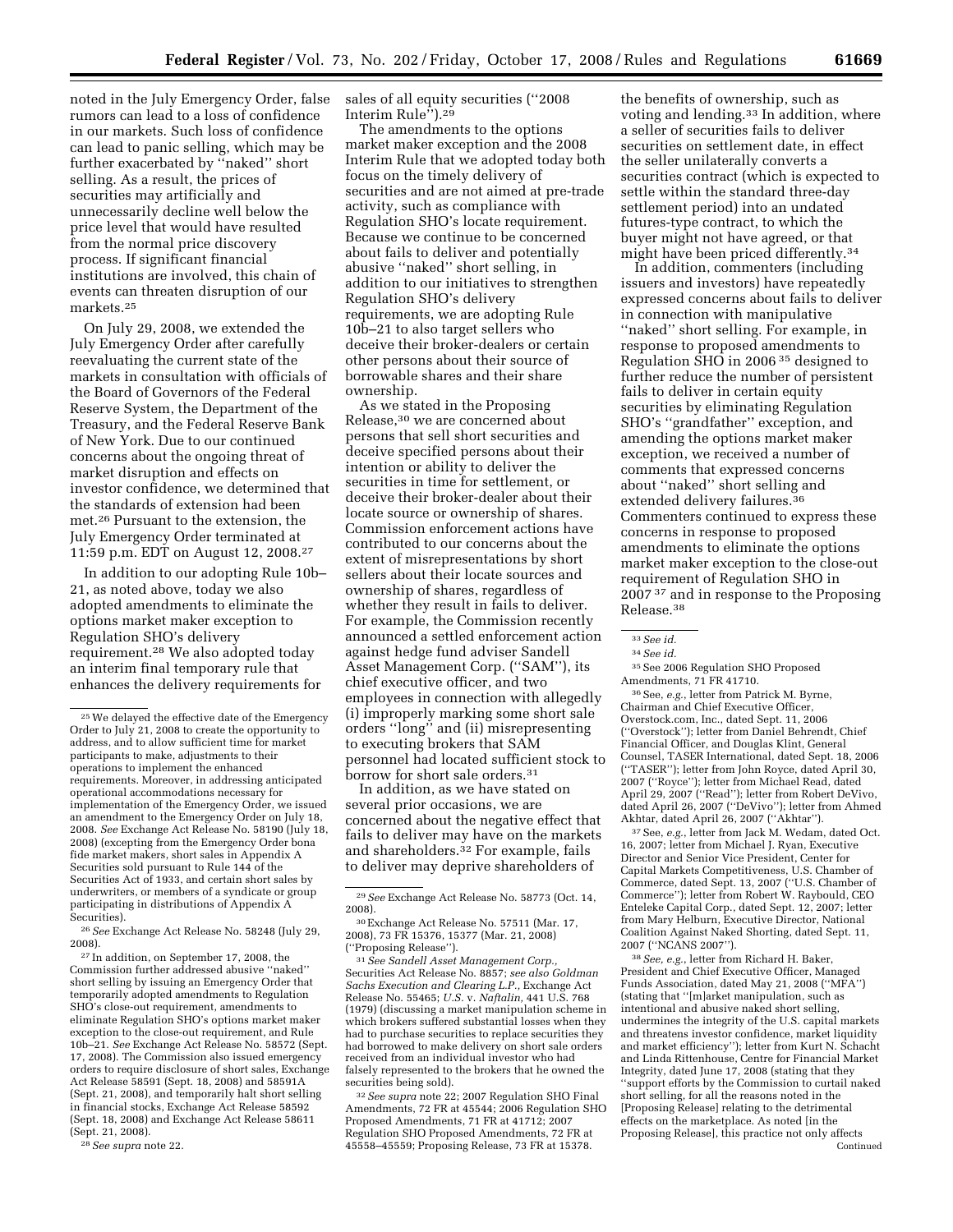noted in the July Emergency Order, false rumors can lead to a loss of confidence in our markets. Such loss of confidence can lead to panic selling, which may be further exacerbated by "naked" short selling. As a result, the prices of securities may artificially and unnecessarily decline well below the price level that would have resulted from the normal price discovery process. If significant financial institutions are involved, this chain of events can threaten disruption of our markets.[25]

On July 29, 2008, we extended the July Emergency Order after carefully reevaluating the current state of the markets in consultation with officials of the Board of Governors of the Federal Reserve System, the Department of the Treasury, and the Federal Reserve Bank of New York. Due to our continued concerns about the ongoing threat of market disruption and effects on investor confidence, we determined that the standards of extension had been met.[26] Pursuant to the extension, the July Emergency Order terminated at 11:59 p.m. EDT on August 12, 2008.[27]

In addition to our adopting Rule 10b–21, as noted above, today we also adopted amendments to eliminate the options market maker exception to Regulation SHO's delivery requirement.[28] We also adopted today an interim final temporary rule that enhances the delivery requirements for sales of all equity securities ("2008 Interim Rule").[29]

The amendments to the options market maker exception and the 2008 Interim Rule that we adopted today both focus on the timely delivery of securities and are not aimed at pre-trade activity, such as compliance with Regulation SHO's locate requirement. Because we continue to be concerned about fails to deliver and potentially abusive "naked" short selling, in addition to our initiatives to strengthen Regulation SHO's delivery requirements, we are adopting Rule 10b–21 to also target sellers who deceive their broker-dealers or certain other persons about their source of borrowable shares and their share ownership.

As we stated in the Proposing Release,[30] we are concerned about persons that sell short securities and deceive specified persons about their intention or ability to deliver the securities in time for settlement, or deceive their broker-dealer about their locate source or ownership of shares. Commission enforcement actions have contributed to our concerns about the extent of misrepresentations by short sellers about their locate sources and ownership of shares, regardless of whether they result in fails to deliver. For example, the Commission recently announced a settled enforcement action against hedge fund adviser Sandell Asset Management Corp. ("SAM"), its chief executive officer, and two employees in connection with allegedly (i) improperly marking some short sale orders "long" and (ii) misrepresenting to executing brokers that SAM personnel had located sufficient stock to borrow for short sale orders.[31]

In addition, as we have stated on several prior occasions, we are concerned about the negative effect that fails to deliver may have on the markets and shareholders.[32] For example, fails to deliver may deprive shareholders of the benefits of ownership, such as voting and lending.[33] In addition, where a seller of securities fails to deliver securities on settlement date, in effect the seller unilaterally converts a securities contract (which is expected to settle within the standard three-day settlement period) into an undated futures-type contract, to which the buyer might not have agreed, or that might have been priced differently.[34]

In addition, commenters (including issuers and investors) have repeatedly expressed concerns about fails to deliver in connection with manipulative "naked" short selling. For example, in response to proposed amendments to Regulation SHO in 2006[35] designed to further reduce the number of persistent fails to deliver in certain equity securities by eliminating Regulation SHO's "grandfather" exception, and amending the options market maker exception, we received a number of comments that expressed concerns about "naked" short selling and extended delivery failures.[36] Commenters continued to express these concerns in response to proposed amendments to eliminate the options market maker exception to the close-out requirement of Regulation SHO in 2007[37] and in response to the Proposing Release.[38]

---

[25] We delayed the effective date of the Emergency Order to July 21, 2008 to create the opportunity to address, and to allow sufficient time for market participants to make, adjustments to their operations to implement the enhanced requirements. Moreover, in addressing anticipated operational accommodations necessary for implementation of the Emergency Order, we issued an amendment to the Emergency Order on July 18, 2008. *See* Exchange Act Release No. 58190 (July 18, 2008) (excepting from the Emergency Order bona fide market makers, short sales in Appendix A Securities sold pursuant to Rule 144 of the Securities Act of 1933, and certain short sales by underwriters, or members of a syndicate or group participating in distributions of Appendix A Securities).

[26] *See* Exchange Act Release No. 58248 (July 29, 2008).

[27] In addition, on September 17, 2008, the Commission further addressed abusive "naked" short selling by issuing an Emergency Order that temporarily adopted amendments to Regulation SHO's close-out requirement, amendments to eliminate Regulation SHO's options market maker exception to the close-out requirement, and Rule 10b–21. *See* Exchange Act Release No. 58572 (Sept. 17, 2008). The Commission also issued emergency orders to require disclosure of short sales, Exchange Act Release 58591 (Sept. 18, 2008) and 58591A (Sept. 21, 2008), and temporarily halt short selling in financial stocks, Exchange Act Release 58592 (Sept. 18, 2008) and Exchange Act Release 58611 (Sept. 21, 2008).

[28] *See supra* note 22.

[29] *See* Exchange Act Release No. 58773 (Oct. 14, 2008).

[30] Exchange Act Release No. 57511 (Mar. 17, 2008), 73 FR 15376, 15377 (Mar. 21, 2008) ("Proposing Release").

[31] *See Sandell Asset Management Corp.*, Securities Act Release No. 8857; *see also Goldman Sachs Execution and Clearing L.P.*, Exchange Act Release No. 55465; *U.S.* v. *Naftalin*, 441 U.S. 768 (1979) (discussing a market manipulation scheme in which brokers suffered substantial losses when they had to purchase securities to replace securities they had borrowed to make delivery on short sale orders received from an individual investor who had falsely represented to the brokers that he owned the securities being sold).

[32] *See supra* note 22; 2007 Regulation SHO Final Amendments, 72 FR at 45544; 2006 Regulation SHO Proposed Amendments, 71 FR at 41712; 2007 Regulation SHO Proposed Amendments, 72 FR at 45558–45559; Proposing Release, 73 FR at 15378.

[33] *See id.*

[34] *See id.*

[35] See 2006 Regulation SHO Proposed Amendments, 71 FR 41710.

[36] See, *e.g.*, letter from Patrick M. Byrne, Chairman and Chief Executive Officer, Overstock.com, Inc., dated Sept. 11, 2006 ("Overstock"); letter from Daniel Behrendt, Chief Financial Officer, and Douglas Klint, General Counsel, TASER International, dated Sept. 18, 2006 ("TASER"); letter from John Royce, dated April 30, 2007 ("Royce"); letter from Michael Read, dated April 29, 2007 ("Read"); letter from Robert DeVivo, dated April 26, 2007 ("DeVivo"); letter from Ahmed Akhtar, dated April 26, 2007 ("Akhtar").

[37] See, *e.g.*, letter from Jack M. Wedam, dated Oct. 16, 2007; letter from Michael J. Ryan, Executive Director and Senior Vice President, Center for Capital Markets Competitiveness, U.S. Chamber of Commerce, dated Sept. 13, 2007 ("U.S. Chamber of Commerce"); letter from Robert W. Raybould, CEO Enteleke Capital Corp., dated Sept. 12, 2007; letter from Mary Helburn, Executive Director, National Coalition Against Naked Shorting, dated Sept. 11, 2007 ("NCANS 2007").

[38] *See, e.g.*, letter from Richard H. Baker, President and Chief Executive Officer, Managed Funds Association, dated May 21, 2008 ("MFA") (stating that "[m]arket manipulation, such as intentional and abusive naked short selling, undermines the integrity of the U.S. capital markets and threatens investor confidence, market liquidity and market efficiency"); letter from Kurt N. Schacht and Linda Rittenhouse, Centre for Financial Market Integrity, dated June 17, 2008 (stating that they "support efforts by the Commission to curtail naked short selling, for all the reasons noted in the [Proposing Release] relating to the detrimental effects on the marketplace. As noted [in the Proposing Release], this practice not only affects

Continued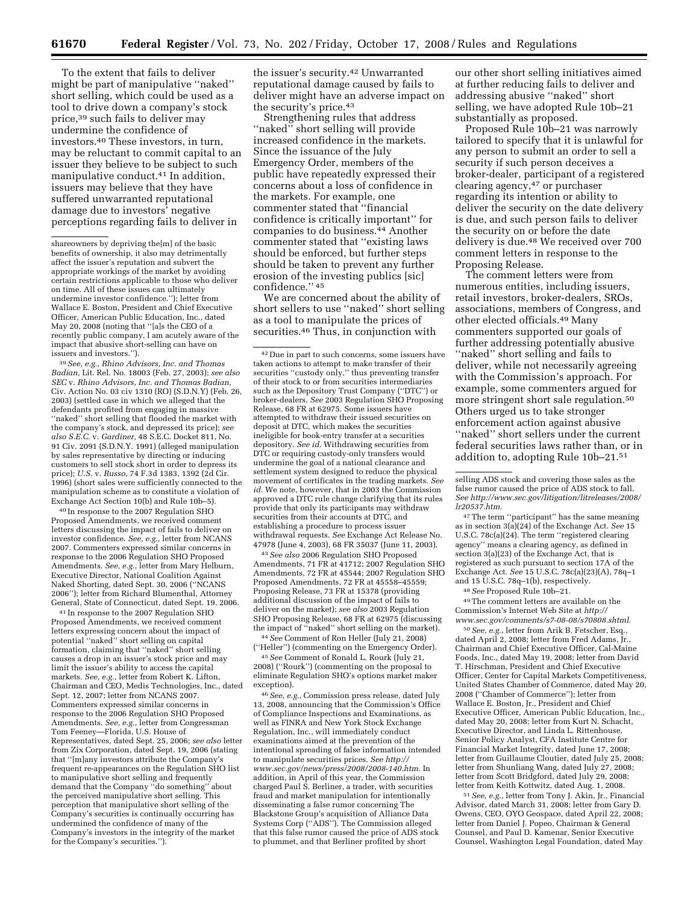To the extent that fails to deliver might be part of manipulative ''naked'' short selling, which could be used as a tool to drive down a company's stock price,[39] such fails to deliver may undermine the confidence of investors.[40] These investors, in turn, may be reluctant to commit capital to an issuer they believe to be subject to such manipulative conduct.[41] In addition, issuers may believe that they have suffered unwarranted reputational damage due to investors' negative perceptions regarding fails to deliver in the issuer's security.[42] Unwarranted reputational damage caused by fails to deliver might have an adverse impact on the security's price.[43]

Strengthening rules that address ''naked'' short selling will provide increased confidence in the markets. Since the issuance of the July Emergency Order, members of the public have repeatedly expressed their concerns about a loss of confidence in the markets. For example, one commenter stated that ''financial confidence is critically important'' for companies to do business.[44] Another commenter stated that ''existing laws should be enforced, but further steps should be taken to prevent any further erosion of the investing publics [sic] confidence.'' [45]

We are concerned about the ability of short sellers to use ''naked'' short selling as a tool to manipulate the prices of securities.[46] Thus, in conjunction with our other short selling initiatives aimed at further reducing fails to deliver and addressing abusive ''naked'' short selling, we have adopted Rule 10b–21 substantially as proposed.

Proposed Rule 10b–21 was narrowly tailored to specify that it is unlawful for any person to submit an order to sell a security if such person deceives a broker-dealer, participant of a registered clearing agency,[47] or purchaser regarding its intention or ability to deliver the security on the date delivery is due, and such person fails to deliver the security on or before the date delivery is due.[48] We received over 700 comment letters in response to the Proposing Release.

The comment letters were from numerous entities, including issuers, retail investors, broker-dealers, SROs, associations, members of Congress, and other elected officials.[49] Many commenters supported our goals of further addressing potentially abusive ''naked'' short selling and fails to deliver, while not necessarily agreeing with the Commission's approach. For example, some commenters argued for more stringent short sale regulation.[50] Others urged us to take stronger enforcement action against abusive ''naked'' short sellers under the current federal securities laws rather than, or in addition to, adopting Rule 10b–21.[51]

---

shareowners by depriving the[m] of the basic benefits of ownership, it also may detrimentally affect the issuer's reputation and subvert the appropriate workings of the market by avoiding certain restrictions applicable to those who deliver on time. All of these issues can ultimately undermine investor confidence.''); letter from Wallace E. Boston, President and Chief Executive Officer, American Public Education, Inc., dated May 20, 2008 (noting that ''[a]s the CEO of a recently public company, I am acutely aware of the impact that abusive short-selling can have on issuers and investors.'').

[39] *See, e.g.*, *Rhino Advisors, Inc. and Thomas Badian,* Lit. Rel. No. 18003 (Feb. 27, 2003); *see also SEC* v. *Rhino Advisors, Inc. and Thomas Badian,* Civ. Action No. 03 civ 1310 (RO) (S.D.N.Y) (Feb. 26, 2003) (settled case in which we alleged that the defendants profited from engaging in massive ''naked'' short selling that flooded the market with the company's stock, and depressed its price); *see also S.E.C.* v. *Gardiner,* 48 S.E.C. Docket 811, No. 91 Civ. 2091 (S.D.N.Y. 1991) (alleged manipulation by sales representative by directing or inducing customers to sell stock short in order to depress its price); *U.S.* v. *Russo,* 74 F.3d 1383, 1392 (2d Cir. 1996) (short sales were sufficiently connected to the manipulation scheme as to constitute a violation of Exchange Act Section 10(b) and Rule 10b–5).

[40] In response to the 2007 Regulation SHO Proposed Amendments, we received comment letters discussing the impact of fails to deliver on investor confidence. *See, e.g.*, letter from NCANS 2007. Commenters expressed similar concerns in response to the 2006 Regulation SHO Proposed Amendments. *See, e.g.*, letter from Mary Helburn, Executive Director, National Coalition Against Naked Shorting, dated Sept. 30, 2006 (''NCANS 2006''); letter from Richard Blumenthal, Attorney General, State of Connecticut, dated Sept. 19, 2006.

[41] In response to the 2007 Regulation SHO Proposed Amendments, we received comment letters expressing concern about the impact of potential ''naked'' short selling on capital formation, claiming that ''naked'' short selling causes a drop in an issuer's stock price and may limit the issuer's ability to access the capital markets. *See, e.g.*, letter from Robert K. Lifton, Chairman and CEO, Medis Technologies, Inc., dated Sept. 12, 2007; letter from NCANS 2007. Commenters expressed similar concerns in response to the 2006 Regulation SHO Proposed Amendments. *See, e.g.*, letter from Congressman Tom Feeney—Florida, U.S. House of Representatives, dated Sept. 25, 2006; *see also* letter from Zix Corporation, dated Sept. 19, 2006 (stating that ''[m]any investors attribute the Company's frequent re-appearances on the Regulation SHO list to manipulative short selling and frequently demand that the Company ''do something'' about the perceived manipulative short selling. This perception that manipulative short selling of the Company's securities is continually occurring has undermined the confidence of many of the Company's investors in the integrity of the market for the Company's securities.'').

[42] Due in part to such concerns, some issuers have taken actions to attempt to make transfer of their securities ''custody only,'' thus preventing transfer of their stock to or from securities intermediaries such as the Depository Trust Company (''DTC'') or broker-dealers. *See* 2003 Regulation SHO Proposing Release, 68 FR at 62975. Some issuers have attempted to withdraw their issued securities on deposit at DTC, which makes the securities ineligible for book-entry transfer at a securities depository. *See id.* Withdrawing securities from DTC or requiring custody-only transfers would undermine the goal of a national clearance and settlement system designed to reduce the physical movement of certificates in the trading markets. *See id.* We note, however, that in 2003 the Commission approved a DTC rule change clarifying that its rules provide that only its participants may withdraw securities from their accounts at DTC, and establishing a procedure to process issuer withdrawal requests. *See* Exchange Act Release No. 47978 (June 4, 2003), 68 FR 35037 (June 11, 2003).

[43] *See also* 2006 Regulation SHO Proposed Amendments, 71 FR at 41712; 2007 Regulation SHO Amendments, 72 FR at 45544; 2007 Regulation SHO Proposed Amendments, 72 FR at 45558–45559; Proposing Release, 73 FR at 15378 (providing additional discussion of the impact of fails to deliver on the market); *see also* 2003 Regulation SHO Proposing Release, 68 FR at 62975 (discussing the impact of ''naked'' short selling on the market).

[44] *See* Comment of Ron Heller (July 21, 2008) (''Heller'') (commenting on the Emergency Order).

[45] *See* Comment of Ronald L. Rourk (July 21, 2008) (''Rourk'') (commenting on the proposal to eliminate Regulation SHO's options market maker exception).

[46] *See, e.g.*, Commission press release, dated July 13, 2008, announcing that the Commission's Office of Compliance Inspections and Examinations, as well as FINRA and New York Stock Exchange Regulation, Inc., will immediately conduct examinations aimed at the prevention of the intentional spreading of false information intended to manipulate securities prices. *See http://www.sec.gov/news/press/2008/2008-140.htm.* In addition, in April of this year, the Commission charged Paul S. Berliner, a trader, with securities fraud and market manipulation for intentionally disseminating a false rumor concerning The Blackstone Group's acquisition of Alliance Data Systems Corp (''ADS''). The Commission alleged that this false rumor caused the price of ADS stock to plummet, and that Berliner profited by short selling ADS stock and covering those sales as the false rumor caused the price of ADS stock to fall. *See http://www.sec.gov/litigation/litreleases/2008/lr20537.htm.*

[47] The term ''participant'' has the same meaning as in section 3(a)(24) of the Exchange Act. *See* 15 U.S.C. 78c(a)(24). The term ''registered clearing agency'' means a clearing agency, as defined in section 3(a)(23) of the Exchange Act, that is registered as such pursuant to section 17A of the Exchange Act. *See* 15 U.S.C. 78c(a)(23)(A), 78q–1 and 15 U.S.C. 78q–1(b), respectively.

[48] *See* Proposed Rule 10b–21.

[49] The comment letters are available on the Commission's Internet Web Site at *http://www.sec.gov/comments/s7-08-08/s70808.shtml.*

[50] *See, e.g.*, letter from Arik B. Fetscher, Esq., dated April 2, 2008; letter from Fred Adams, Jr., Chairman and Chief Executive Officer, Cal-Maine Foods, Inc., dated May 19, 2008; letter from David T. Hirschman, President and Chief Executive Officer, Center for Capital Markets Competitiveness, United States Chamber of Commerce, dated May 20, 2008 (''Chamber of Commerce''); letter from Wallace E. Boston, Jr., President and Chief Executive Officer, American Public Education, Inc., dated May 20, 2008; letter from Kurt N. Schacht, Executive Director, and Linda L. Rittenhouse, Senior Policy Analyst, CFA Institute Centre for Financial Market Integrity, dated June 17, 2008; letter from Guillaume Cloutier, dated July 25, 2008; letter from Shunliang Wang, dated July 27, 2008; letter from Scott Bridgford, dated July 29, 2008; letter from Keith Kottwitz, dated Aug. 1, 2008.

[51] *See, e.g.*, letter from Tony J. Akin, Jr., Financial Advisor, dated March 31, 2008; letter from Gary D. Owens, CEO, OYO Geospace, dated April 22, 2008; letter from Daniel J. Popeo, Chairman & General Counsel, and Paul D. Kamenar, Senior Executive Counsel, Washington Legal Foundation, dated May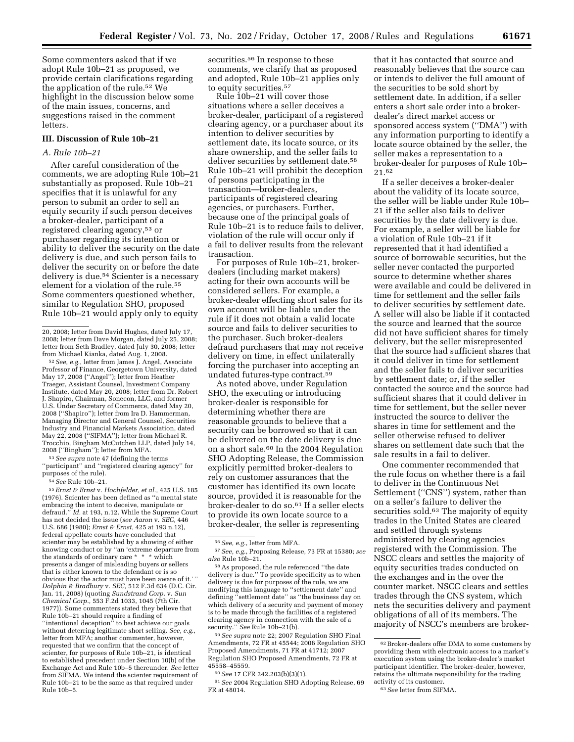Some commenters asked that if we adopt Rule 10b–21 as proposed, we provide certain clarifications regarding the application of the rule.[52] We highlight in the discussion below some of the main issues, concerns, and suggestions raised in the comment letters.

### III. Discussion of Rule 10b–21

#### *A. Rule 10b–21*

After careful consideration of the comments, we are adopting Rule 10b–21 substantially as proposed. Rule 10b–21 specifies that it is unlawful for any person to submit an order to sell an equity security if such person deceives a broker-dealer, participant of a registered clearing agency,[53] or purchaser regarding its intention or ability to deliver the security on the date delivery is due, and such person fails to deliver the security on or before the date delivery is due.[54] Scienter is a necessary element for a violation of the rule.[55] Some commenters questioned whether, similar to Regulation SHO, proposed Rule 10b–21 would apply only to equity securities.[56] In response to these comments, we clarify that as proposed and adopted, Rule 10b–21 applies only to equity securities.[57]

Rule 10b–21 will cover those situations where a seller deceives a broker-dealer, participant of a registered clearing agency, or a purchaser about its intention to deliver securities by settlement date, its locate source, or its share ownership, and the seller fails to deliver securities by settlement date.[58] Rule 10b–21 will prohibit the deception of persons participating in the transaction—broker-dealers, participants of registered clearing agencies, or purchasers. Further, because one of the principal goals of Rule 10b–21 is to reduce fails to deliver, violation of the rule will occur only if a fail to deliver results from the relevant transaction.

For purposes of Rule 10b–21, broker-dealers (including market makers) acting for their own accounts will be considered sellers. For example, a broker-dealer effecting short sales for its own account will be liable under the rule if it does not obtain a valid locate source and fails to deliver securities to the purchaser. Such broker-dealers defraud purchasers that may not receive delivery on time, in effect unilaterally forcing the purchaser into accepting an undated futures-type contract.[59]

As noted above, under Regulation SHO, the executing or introducing broker-dealer is responsible for determining whether there are reasonable grounds to believe that a security can be borrowed so that it can be delivered on the date delivery is due on a short sale.[60] In the 2004 Regulation SHO Adopting Release, the Commission explicitly permitted broker-dealers to rely on customer assurances that the customer has identified its own locate source, provided it is reasonable for the broker-dealer to do so.[61] If a seller elects to provide its own locate source to a broker-dealer, the seller is representing that it has contacted that source and reasonably believes that the source can or intends to deliver the full amount of the securities to be sold short by settlement date. In addition, if a seller enters a short sale order into a broker-dealer's direct market access or sponsored access system ("DMA") with any information purporting to identify a locate source obtained by the seller, the seller makes a representation to a broker-dealer for purposes of Rule 10b–21.[62]

If a seller deceives a broker-dealer about the validity of its locate source, the seller will be liable under Rule 10b–21 if the seller also fails to deliver securities by the date delivery is due. For example, a seller will be liable for a violation of Rule 10b–21 if it represented that it had identified a source of borrowable securities, but the seller never contacted the purported source to determine whether shares were available and could be delivered in time for settlement and the seller fails to deliver securities by settlement date. A seller will also be liable if it contacted the source and learned that the source did not have sufficient shares for timely delivery, but the seller misrepresented that the source had sufficient shares that it could deliver in time for settlement and the seller fails to deliver securities by settlement date; or, if the seller contacted the source and the source had sufficient shares that it could deliver in time for settlement, but the seller never instructed the source to deliver the shares in time for settlement and the seller otherwise refused to deliver shares on settlement date such that the sale results in a fail to deliver.

One commenter recommended that the rule focus on whether there is a fail to deliver in the Continuous Net Settlement ("CNS") system, rather than on a seller's failure to deliver the securities sold.[63] The majority of equity trades in the United States are cleared and settled through systems administered by clearing agencies registered with the Commission. The NSCC clears and settles the majority of equity securities trades conducted on the exchanges and in the over the counter market. NSCC clears and settles trades through the CNS system, which nets the securities delivery and payment obligations of all of its members. The majority of NSCC's members are broker-

---

20, 2008; letter from David Hughes, dated July 17, 2008; letter from Dave Morgan, dated July 25, 2008; letter from Seth Bradley, dated July 30, 2008; letter from Michael Kianka, dated Aug. 1, 2008.

[52] *See, e.g.*, letter from James J. Angel, Associate Professor of Finance, Georgetown University, dated May 17, 2008 ("Angel"); letter from Heather Traeger, Assistant Counsel, Investment Company Institute, dated May 20, 2008; letter from Dr. Robert J. Shapiro, Chairman, Sonecon, LLC, and former U.S. Under Secretary of Commerce, dated May 20, 2008 ("Shapiro"); letter from Ira D. Hammerman, Managing Director and General Counsel, Securities Industry and Financial Markets Association, dated May 22, 2008 ("SIFMA"); letter from Michael R. Trocchio, Bingham McCutchen LLP, dated July 14, 2008 ("Bingham"); letter from MFA.

[53] *See supra* note 47 (defining the terms "participant" and "registered clearing agency" for purposes of the rule).

[54] *See* Rule 10b–21.

[55] *Ernst & Ernst* v. *Hochfelder, et al.*, 425 U.S. 185 (1976). Scienter has been defined as "a mental state embracing the intent to deceive, manipulate or defraud." *Id.* at 193, n.12. While the Supreme Court has not decided the issue (*see Aaron* v. *SEC*, 446 U.S. 686 (1980); *Ernst & Ernst*, 425 at 193 n.12), federal appellate courts have concluded that scienter may be established by a showing of either knowing conduct or by "an 'extreme departure from the standards of ordinary care * * * which presents a danger of misleading buyers or sellers that is either known to the defendant or is so obvious that the actor must have been aware of it.'" *Dolphin & Bradbury* v. *SEC*, 512 F.3d 634 (D.C. Cir. Jan. 11, 2008) (quoting *Sundstrand Corp.* v. *Sun Chemical Corp.*, 553 F.2d 1033, 1045 (7th Cir. 1977)). Some commenters stated they believe that Rule 10b–21 should require a finding of "intentional deception" to best achieve our goals without deterring legitimate short selling. *See, e.g.*, letter from MFA; another commenter, however, requested that we confirm that the concept of scienter, for purposes of Rule 10b–21, is identical to established precedent under Section 10(b) of the Exchange Act and Rule 10b–5 thereunder. *See* letter from SIFMA. We intend the scienter requirement of Rule 10b–21 to be the same as that required under Rule 10b–5.

[56] *See, e.g.*, letter from MFA.

[57] *See, e.g.*, Proposing Release, 73 FR at 15380; *see also* Rule 10b–21.

[58] As proposed, the rule referenced "the date delivery is due." To provide specificity as to when delivery is due for purposes of the rule, we are modifying this language to "settlement date" and defining "settlement date" as "the business day on which delivery of a security and payment of money is to be made through the facilities of a registered clearing agency in connection with the sale of a security." *See* Rule 10b–21(b).

[59] *See supra* note 22; 2007 Regulation SHO Final Amendments, 72 FR at 45544; 2006 Regulation SHO Proposed Amendments, 71 FR at 41712; 2007 Regulation SHO Proposed Amendments, 72 FR at 45558–45559.

[60] *See* 17 CFR 242.203(b)(3)(1).

[61] *See* 2004 Regulation SHO Adopting Release, 69 FR at 48014.

[62] Broker-dealers offer DMA to some customers by providing them with electronic access to a market's execution system using the broker-dealer's market participant identifier. The broker-dealer, however, retains the ultimate responsibility for the trading activity of its customer.

[63] *See* letter from SIFMA.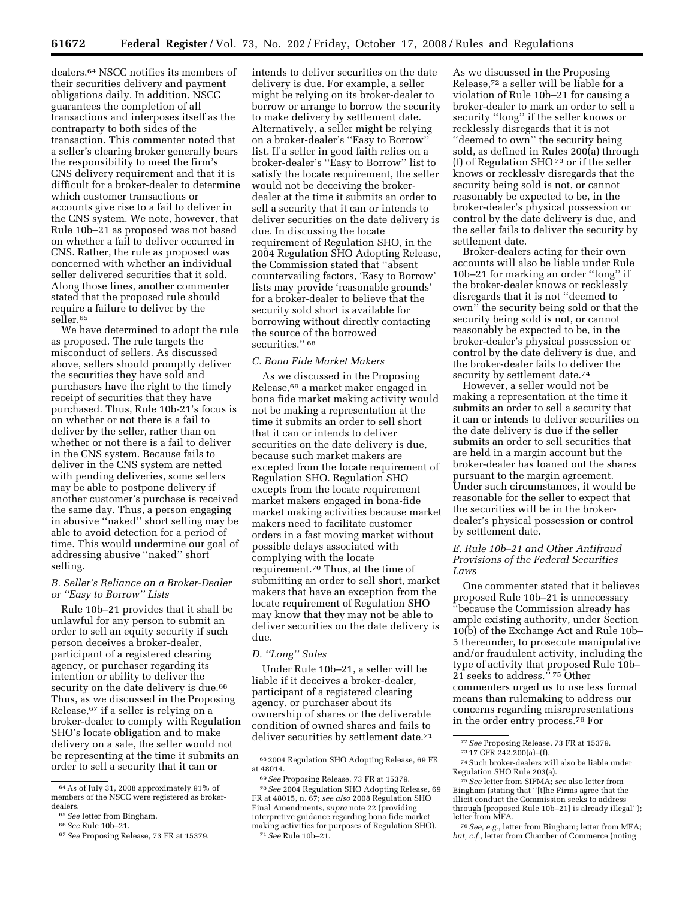dealers.[64] NSCC notifies its members of their securities delivery and payment obligations daily. In addition, NSCC guarantees the completion of all transactions and interposes itself as the contraparty to both sides of the transaction. This commenter noted that a seller's clearing broker generally bears the responsibility to meet the firm's CNS delivery requirement and that it is difficult for a broker-dealer to determine which customer transactions or accounts give rise to a fail to deliver in the CNS system. We note, however, that Rule 10b–21 as proposed was not based on whether a fail to deliver occurred in CNS. Rather, the rule as proposed was concerned with whether an individual seller delivered securities that it sold. Along those lines, another commenter stated that the proposed rule should require a failure to deliver by the seller.[65]

We have determined to adopt the rule as proposed. The rule targets the misconduct of sellers. As discussed above, sellers should promptly deliver the securities they have sold and purchasers have the right to the timely receipt of securities that they have purchased. Thus, Rule 10b-21's focus is on whether or not there is a fail to deliver by the seller, rather than on whether or not there is a fail to deliver in the CNS system. Because fails to deliver in the CNS system are netted with pending deliveries, some sellers may be able to postpone delivery if another customer's purchase is received the same day. Thus, a person engaging in abusive ''naked'' short selling may be able to avoid detection for a period of time. This would undermine our goal of addressing abusive ''naked'' short selling.

### B. Seller's Reliance on a Broker-Dealer or ''Easy to Borrow'' Lists

Rule 10b–21 provides that it shall be unlawful for any person to submit an order to sell an equity security if such person deceives a broker-dealer, participant of a registered clearing agency, or purchaser regarding its intention or ability to deliver the security on the date delivery is due.[66] Thus, as we discussed in the Proposing Release,[67] if a seller is relying on a broker-dealer to comply with Regulation SHO's locate obligation and to make delivery on a sale, the seller would not be representing at the time it submits an order to sell a security that it can or intends to deliver securities on the date delivery is due. For example, a seller might be relying on its broker-dealer to borrow or arrange to borrow the security to make delivery by settlement date. Alternatively, a seller might be relying on a broker-dealer's ''Easy to Borrow'' list. If a seller in good faith relies on a broker-dealer's ''Easy to Borrow'' list to satisfy the locate requirement, the seller would not be deceiving the broker-dealer at the time it submits an order to sell a security that it can or intends to deliver securities on the date delivery is due. In discussing the locate requirement of Regulation SHO, in the 2004 Regulation SHO Adopting Release, the Commission stated that ''absent countervailing factors, 'Easy to Borrow' lists may provide 'reasonable grounds' for a broker-dealer to believe that the security sold short is available for borrowing without directly contacting the source of the borrowed securities.'' [68]

### C. Bona Fide Market Makers

As we discussed in the Proposing Release,[69] a market maker engaged in bona fide market making activity would not be making a representation at the time it submits an order to sell short that it can or intends to deliver securities on the date delivery is due, because such market makers are excepted from the locate requirement of Regulation SHO. Regulation SHO excepts from the locate requirement market makers engaged in bona-fide market making activities because market makers need to facilitate customer orders in a fast moving market without possible delays associated with complying with the locate requirement.[70] Thus, at the time of submitting an order to sell short, market makers that have an exception from the locate requirement of Regulation SHO may know that they may not be able to deliver securities on the date delivery is due.

### D. ''Long'' Sales

Under Rule 10b–21, a seller will be liable if it deceives a broker-dealer, participant of a registered clearing agency, or purchaser about its ownership of shares or the deliverable condition of owned shares and fails to deliver securities by settlement date.[71] As we discussed in the Proposing Release,[72] a seller will be liable for a violation of Rule 10b–21 for causing a broker-dealer to mark an order to sell a security ''long'' if the seller knows or recklessly disregards that it is not ''deemed to own'' the security being sold, as defined in Rules 200(a) through (f) of Regulation SHO [73] or if the seller knows or recklessly disregards that the security being sold is not, or cannot reasonably be expected to be, in the broker-dealer's physical possession or control by the date delivery is due, and the seller fails to deliver the security by settlement date.

Broker-dealers acting for their own accounts will also be liable under Rule 10b–21 for marking an order ''long'' if the broker-dealer knows or recklessly disregards that it is not ''deemed to own'' the security being sold or that the security being sold is not, or cannot reasonably be expected to be, in the broker-dealer's physical possession or control by the date delivery is due, and the broker-dealer fails to deliver the security by settlement date.[74]

However, a seller would not be making a representation at the time it submits an order to sell a security that it can or intends to deliver securities on the date delivery is due if the seller submits an order to sell securities that are held in a margin account but the broker-dealer has loaned out the shares pursuant to the margin agreement. Under such circumstances, it would be reasonable for the seller to expect that the securities will be in the broker-dealer's physical possession or control by settlement date.

### E. Rule 10b–21 and Other Antifraud Provisions of the Federal Securities Laws

One commenter stated that it believes proposed Rule 10b–21 is unnecessary ''because the Commission already has ample existing authority, under Section 10(b) of the Exchange Act and Rule 10b–5 thereunder, to prosecute manipulative and/or fraudulent activity, including the type of activity that proposed Rule 10b–21 seeks to address.'' [75] Other commenters urged us to use less formal means than rulemaking to address our concerns regarding misrepresentations in the order entry process.[76] For

---

[64] As of July 31, 2008 approximately 91% of members of the NSCC were registered as broker-dealers.

[65] *See* letter from Bingham.

[66] *See* Rule 10b–21.

[67] *See* Proposing Release, 73 FR at 15379.

[68] 2004 Regulation SHO Adopting Release, 69 FR at 48014.

[69] *See* Proposing Release, 73 FR at 15379.

[70] *See* 2004 Regulation SHO Adopting Release, 69 FR at 48015, n. 67; *see also* 2008 Regulation SHO Final Amendments, *supra* note 22 (providing interpretive guidance regarding bona fide market making activities for purposes of Regulation SHO).

[71] *See* Rule 10b–21.

[72] *See* Proposing Release, 73 FR at 15379.

[73] 17 CFR 242.200(a)–(f).

[74] Such broker-dealers will also be liable under Regulation SHO Rule 203(a).

[75] *See* letter from SIFMA; *see* also letter from Bingham (stating that ''[t]he Firms agree that the illicit conduct the Commission seeks to address through [proposed Rule 10b–21] is already illegal''); letter from MFA.

[76] *See, e.g.*, letter from Bingham; letter from MFA; *but, c.f.*, letter from Chamber of Commerce (noting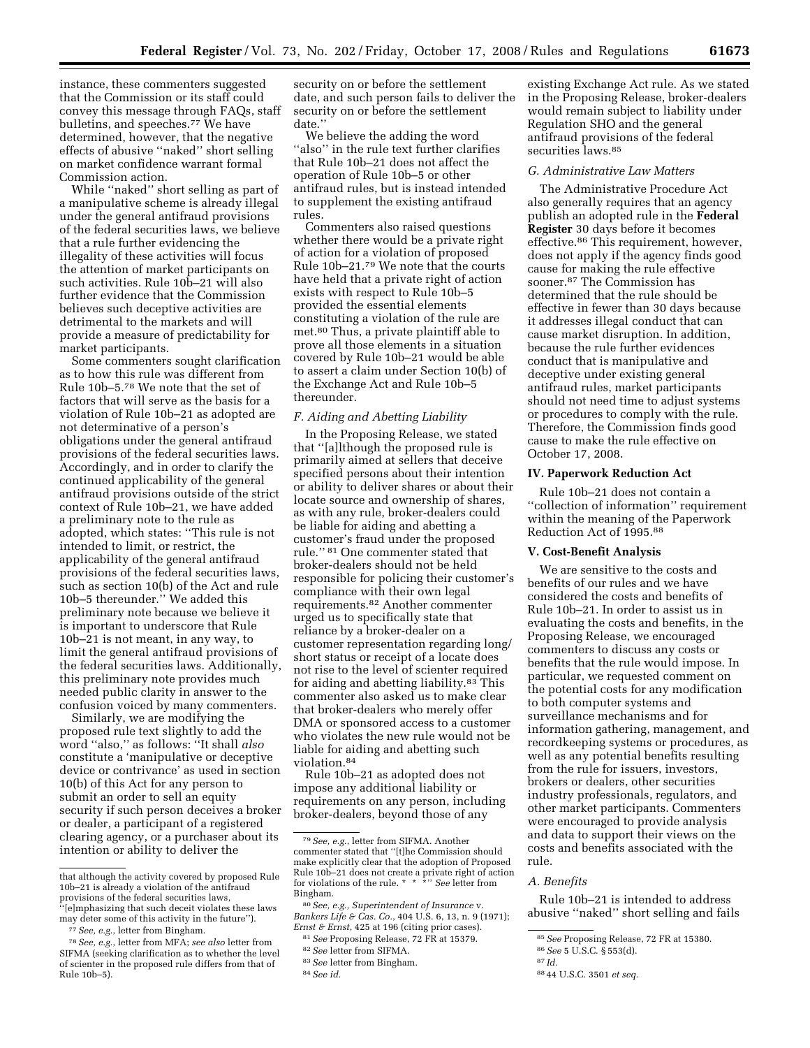instance, these commenters suggested that the Commission or its staff could convey this message through FAQs, staff bulletins, and speeches.[77] We have determined, however, that the negative effects of abusive "naked" short selling on market confidence warrant formal Commission action.

While "naked" short selling as part of a manipulative scheme is already illegal under the general antifraud provisions of the federal securities laws, we believe that a rule further evidencing the illegality of these activities will focus the attention of market participants on such activities. Rule 10b–21 will also further evidence that the Commission believes such deceptive activities are detrimental to the markets and will provide a measure of predictability for market participants.

Some commenters sought clarification as to how this rule was different from Rule 10b–5.[78] We note that the set of factors that will serve as the basis for a violation of Rule 10b–21 as adopted are not determinative of a person's obligations under the general antifraud provisions of the federal securities laws. Accordingly, and in order to clarify the continued applicability of the general antifraud provisions outside of the strict context of Rule 10b–21, we have added a preliminary note to the rule as adopted, which states: "This rule is not intended to limit, or restrict, the applicability of the general antifraud provisions of the federal securities laws, such as section 10(b) of the Act and rule 10b–5 thereunder." We added this preliminary note because we believe it is important to underscore that Rule 10b–21 is not meant, in any way, to limit the general antifraud provisions of the federal securities laws. Additionally, this preliminary note provides much needed public clarity in answer to the confusion voiced by many commenters.

Similarly, we are modifying the proposed rule text slightly to add the word "also," as follows: "It shall *also* constitute a 'manipulative or deceptive device or contrivance' as used in section 10(b) of this Act for any person to submit an order to sell an equity security if such person deceives a broker or dealer, a participant of a registered clearing agency, or a purchaser about its intention or ability to deliver the security on or before the settlement date, and such person fails to deliver the security on or before the settlement date."

We believe the adding the word "also" in the rule text further clarifies that Rule 10b–21 does not affect the operation of Rule 10b–5 or other antifraud rules, but is instead intended to supplement the existing antifraud rules.

Commenters also raised questions whether there would be a private right of action for a violation of proposed Rule 10b–21.[79] We note that the courts have held that a private right of action exists with respect to Rule 10b–5 provided the essential elements constituting a violation of the rule are met.[80] Thus, a private plaintiff able to prove all those elements in a situation covered by Rule 10b–21 would be able to assert a claim under Section 10(b) of the Exchange Act and Rule 10b–5 thereunder.

### *F. Aiding and Abetting Liability*

In the Proposing Release, we stated that "[a]lthough the proposed rule is primarily aimed at sellers that deceive specified persons about their intention or ability to deliver shares or about their locate source and ownership of shares, as with any rule, broker-dealers could be liable for aiding and abetting a customer's fraud under the proposed rule." [81] One commenter stated that broker-dealers should not be held responsible for policing their customer's compliance with their own legal requirements.[82] Another commenter urged us to specifically state that reliance by a broker-dealer on a customer representation regarding long/short status or receipt of a locate does not rise to the level of scienter required for aiding and abetting liability.[83] This commenter also asked us to make clear that broker-dealers who merely offer DMA or sponsored access to a customer who violates the new rule would not be liable for aiding and abetting such violation.[84]

Rule 10b–21 as adopted does not impose any additional liability or requirements on any person, including broker-dealers, beyond those of any existing Exchange Act rule. As we stated in the Proposing Release, broker-dealers would remain subject to liability under Regulation SHO and the general antifraud provisions of the federal securities laws.[85]

### *G. Administrative Law Matters*

The Administrative Procedure Act also generally requires that an agency publish an adopted rule in the **Federal Register** 30 days before it becomes effective.[86] This requirement, however, does not apply if the agency finds good cause for making the rule effective sooner.[87] The Commission has determined that the rule should be effective in fewer than 30 days because it addresses illegal conduct that can cause market disruption. In addition, because the rule further evidences conduct that is manipulative and deceptive under existing general antifraud rules, market participants should not need time to adjust systems or procedures to comply with the rule. Therefore, the Commission finds good cause to make the rule effective on October 17, 2008.

## IV. Paperwork Reduction Act

Rule 10b–21 does not contain a "collection of information" requirement within the meaning of the Paperwork Reduction Act of 1995.[88]

## V. Cost-Benefit Analysis

We are sensitive to the costs and benefits of our rules and we have considered the costs and benefits of Rule 10b–21. In order to assist us in evaluating the costs and benefits, in the Proposing Release, we encouraged commenters to discuss any costs or benefits that the rule would impose. In particular, we requested comment on the potential costs for any modification to both computer systems and surveillance mechanisms and for information gathering, management, and recordkeeping systems or procedures, as well as any potential benefits resulting from the rule for issuers, investors, brokers or dealers, other securities industry professionals, regulators, and other market participants. Commenters were encouraged to provide analysis and data to support their views on the costs and benefits associated with the rule.

### *A. Benefits*

Rule 10b–21 is intended to address abusive "naked" short selling and fails

---

that although the activity covered by proposed Rule 10b–21 is already a violation of the antifraud provisions of the federal securities laws, "[e]mphasizing that such deceit violates these laws may deter some of this activity in the future").

[77] *See, e.g.*, letter from Bingham.

[78] *See, e.g.*, letter from MFA; *see also* letter from SIFMA (seeking clarification as to whether the level of scienter in the proposed rule differs from that of Rule 10b–5).

[79] *See, e.g.*, letter from SIFMA. Another commenter stated that "[t]he Commission should make explicitly clear that the adoption of Proposed Rule 10b–21 does not create a private right of action for violations of the rule. * * *" *See* letter from Bingham.

[80] *See, e.g., Superintendent of Insurance* v. *Bankers Life & Cas. Co.*, 404 U.S. 6, 13, n. 9 (1971); *Ernst & Ernst*, 425 at 196 (citing prior cases).

[81] *See* Proposing Release, 72 FR at 15379.

[82] *See* letter from SIFMA.

[83] *See* letter from Bingham.

[84] *See id.*

[85] *See* Proposing Release, 72 FR at 15380.

[86] *See* 5 U.S.C. § 553(d).

[87] *Id.*

[88] 44 U.S.C. 3501 *et seq.*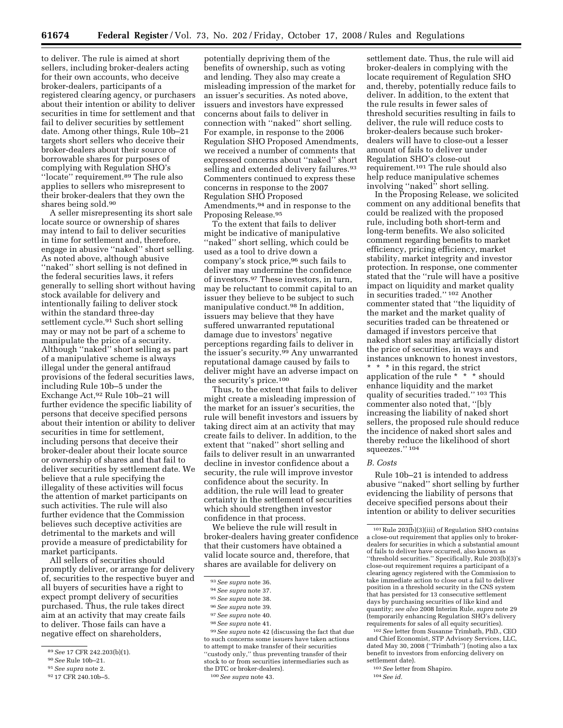to deliver. The rule is aimed at short sellers, including broker-dealers acting for their own accounts, who deceive broker-dealers, participants of a registered clearing agency, or purchasers about their intention or ability to deliver securities in time for settlement and that fail to deliver securities by settlement date. Among other things, Rule 10b–21 targets short sellers who deceive their broker-dealers about their source of borrowable shares for purposes of complying with Regulation SHO's "locate" requirement.[89] The rule also applies to sellers who misrepresent to their broker-dealers that they own the shares being sold.[90]

A seller misrepresenting its short sale locate source or ownership of shares may intend to fail to deliver securities in time for settlement and, therefore, engage in abusive "naked" short selling. As noted above, although abusive "naked" short selling is not defined in the federal securities laws, it refers generally to selling short without having stock available for delivery and intentionally failing to deliver stock within the standard three-day settlement cycle.[91] Such short selling may or may not be part of a scheme to manipulate the price of a security. Although "naked" short selling as part of a manipulative scheme is always illegal under the general antifraud provisions of the federal securities laws, including Rule 10b–5 under the Exchange Act,[92] Rule 10b–21 will further evidence the specific liability of persons that deceive specified persons about their intention or ability to deliver securities in time for settlement, including persons that deceive their broker-dealer about their locate source or ownership of shares and that fail to deliver securities by settlement date. We believe that a rule specifying the illegality of these activities will focus the attention of market participants on such activities. The rule will also further evidence that the Commission believes such deceptive activities are detrimental to the markets and will provide a measure of predictability for market participants.

All sellers of securities should promptly deliver, or arrange for delivery of, securities to the respective buyer and all buyers of securities have a right to expect prompt delivery of securities purchased. Thus, the rule takes direct aim at an activity that may create fails to deliver. Those fails can have a negative effect on shareholders, potentially depriving them of the benefits of ownership, such as voting and lending. They also may create a misleading impression of the market for an issuer's securities. As noted above, issuers and investors have expressed concerns about fails to deliver in connection with "naked" short selling. For example, in response to the 2006 Regulation SHO Proposed Amendments, we received a number of comments that expressed concerns about "naked" short selling and extended delivery failures.[93] Commenters continued to express these concerns in response to the 2007 Regulation SHO Proposed Amendments,[94] and in response to the Proposing Release.[95]

To the extent that fails to deliver might be indicative of manipulative "naked" short selling, which could be used as a tool to drive down a company's stock price,[96] such fails to deliver may undermine the confidence of investors.[97] These investors, in turn, may be reluctant to commit capital to an issuer they believe to be subject to such manipulative conduct.[98] In addition, issuers may believe that they have suffered unwarranted reputational damage due to investors' negative perceptions regarding fails to deliver in the issuer's security.[99] Any unwarranted reputational damage caused by fails to deliver might have an adverse impact on the security's price.[100]

Thus, to the extent that fails to deliver might create a misleading impression of the market for an issuer's securities, the rule will benefit investors and issuers by taking direct aim at an activity that may create fails to deliver. In addition, to the extent that "naked" short selling and fails to deliver result in an unwarranted decline in investor confidence about a security, the rule will improve investor confidence about the security. In addition, the rule will lead to greater certainty in the settlement of securities which should strengthen investor confidence in that process.

We believe the rule will result in broker-dealers having greater confidence that their customers have obtained a valid locate source and, therefore, that shares are available for delivery on settlement date. Thus, the rule will aid broker-dealers in complying with the locate requirement of Regulation SHO and, thereby, potentially reduce fails to deliver. In addition, to the extent that the rule results in fewer sales of threshold securities resulting in fails to deliver, the rule will reduce costs to broker-dealers because such broker-dealers will have to close-out a lesser amount of fails to deliver under Regulation SHO's close-out requirement.[101] The rule should also help reduce manipulative schemes involving "naked" short selling.

In the Proposing Release, we solicited comment on any additional benefits that could be realized with the proposed rule, including both short-term and long-term benefits. We also solicited comment regarding benefits to market efficiency, pricing efficiency, market stability, market integrity and investor protection. In response, one commenter stated that the "rule will have a positive impact on liquidity and market quality in securities traded." [102] Another commenter stated that "the liquidity of the market and the market quality of securities traded can be threatened or damaged if investors perceive that naked short sales may artificially distort the price of securities, in ways and instances unknown to honest investors, * * * in this regard, the strict application of the rule * * * should enhance liquidity and the market quality of securities traded." [103] This commenter also noted that, "[b]y increasing the liability of naked short sellers, the proposed rule should reduce the incidence of naked short sales and thereby reduce the likelihood of short squeezes." [104]

### B. Costs

Rule 10b–21 is intended to address abusive "naked" short selling by further evidencing the liability of persons that deceive specified persons about their intention or ability to deliver securities

---

[89] *See* 17 CFR 242.203(b)(1).

[90] *See* Rule 10b–21.

[91] *See supra* note 2.

[92] 17 CFR 240.10b–5.

[93] *See supra* note 36.

[94] *See supra* note 37.

[95] *See supra* note 38.

[96] *See supra* note 39.

[97] *See supra* note 40.

[98] *See supra* note 41.

[99] *See supra* note 42 (discussing the fact that due to such concerns some issuers have taken actions to attempt to make transfer of their securities "custody only," thus preventing transfer of their stock to or from securities intermediaries such as the DTC or broker-dealers).

[100] *See supra* note 43.

[101] Rule 203(b)(3)(iii) of Regulation SHO contains a close-out requirement that applies only to broker-dealers for securities in which a substantial amount of fails to deliver have occurred, also known as "threshold securities." Specifically, Rule 203(b)(3)'s close-out requirement requires a participant of a clearing agency registered with the Commission to take immediate action to close out a fail to deliver position in a threshold security in the CNS system that has persisted for 13 consecutive settlement days by purchasing securities of like kind and quantity; *see also* 2008 Interim Rule, *supra* note 29 (temporarily enhancing Regulation SHO's delivery requirements for sales of all equity securities).

[102] *See* letter from Susanne Trimbath, PhD., CEO and Chief Economist, STP Advisory Services, LLC, dated May 30, 2008 ("Trimbath") (noting also a tax benefit to investors from enforcing delivery on settlement date).

[103] *See* letter from Shapiro.

[104] *See id.*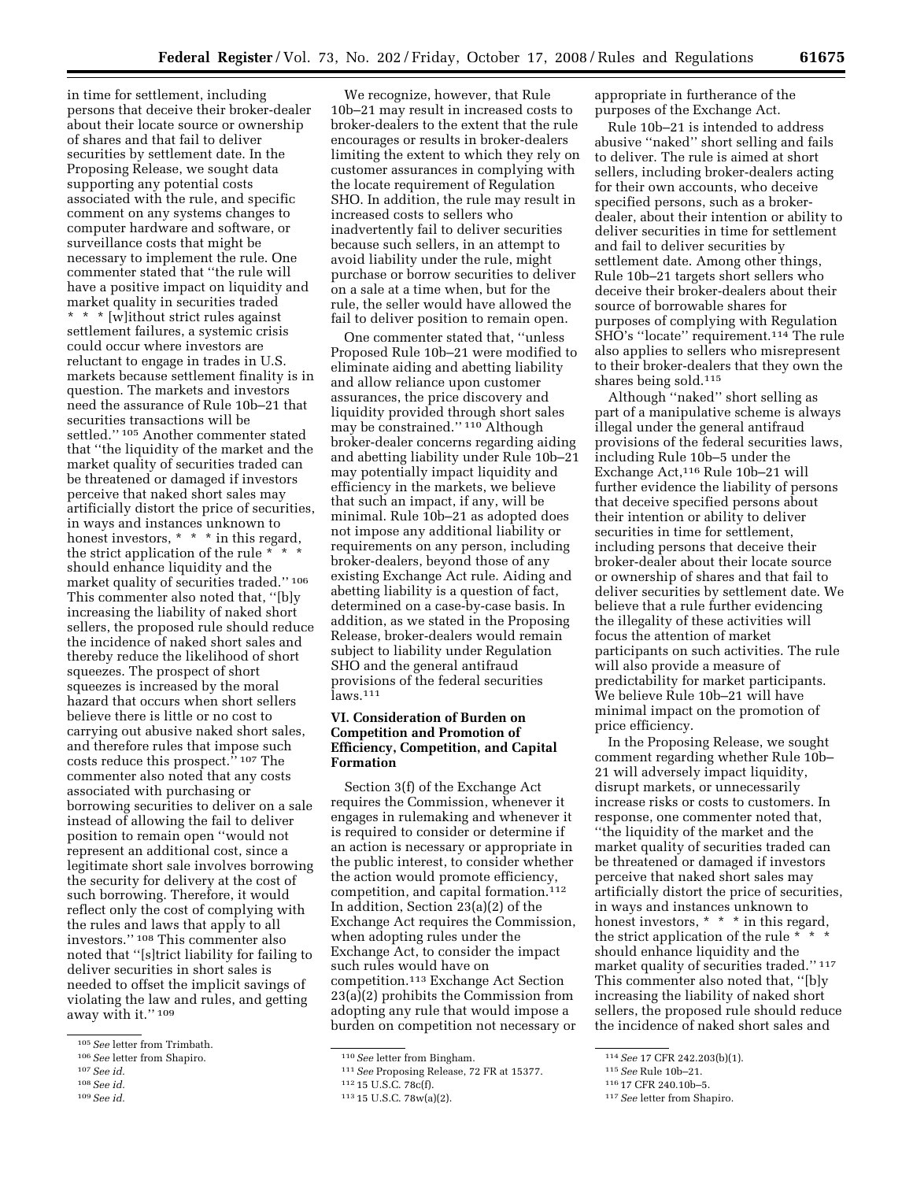in time for settlement, including persons that deceive their broker-dealer about their locate source or ownership of shares and that fail to deliver securities by settlement date. In the Proposing Release, we sought data supporting any potential costs associated with the rule, and specific comment on any systems changes to computer hardware and software, or surveillance costs that might be necessary to implement the rule. One commenter stated that ''the rule will have a positive impact on liquidity and market quality in securities traded * * * [w]ithout strict rules against settlement failures, a systemic crisis could occur where investors are reluctant to engage in trades in U.S. markets because settlement finality is in question. The markets and investors need the assurance of Rule 10b–21 that securities transactions will be settled.'' [105] Another commenter stated that ''the liquidity of the market and the market quality of securities traded can be threatened or damaged if investors perceive that naked short sales may artificially distort the price of securities, in ways and instances unknown to honest investors, * * * in this regard, the strict application of the rule * * * should enhance liquidity and the market quality of securities traded.'' [106] This commenter also noted that, ''[b]y increasing the liability of naked short sellers, the proposed rule should reduce the incidence of naked short sales and thereby reduce the likelihood of short squeezes. The prospect of short squeezes is increased by the moral hazard that occurs when short sellers believe there is little or no cost to carrying out abusive naked short sales, and therefore rules that impose such costs reduce this prospect.'' [107] The commenter also noted that any costs associated with purchasing or borrowing securities to deliver on a sale instead of allowing the fail to deliver position to remain open ''would not represent an additional cost, since a legitimate short sale involves borrowing the security for delivery at the cost of such borrowing. Therefore, it would reflect only the cost of complying with the rules and laws that apply to all investors.'' [108] This commenter also noted that ''[s]trict liability for failing to deliver securities in short sales is needed to offset the implicit savings of violating the law and rules, and getting away with it.'' [109]

We recognize, however, that Rule 10b–21 may result in increased costs to broker-dealers to the extent that the rule encourages or results in broker-dealers limiting the extent to which they rely on customer assurances in complying with the locate requirement of Regulation SHO. In addition, the rule may result in increased costs to sellers who inadvertently fail to deliver securities because such sellers, in an attempt to avoid liability under the rule, might purchase or borrow securities to deliver on a sale at a time when, but for the rule, the seller would have allowed the fail to deliver position to remain open.

One commenter stated that, ''unless Proposed Rule 10b–21 were modified to eliminate aiding and abetting liability and allow reliance upon customer assurances, the price discovery and liquidity provided through short sales may be constrained.'' [110] Although broker-dealer concerns regarding aiding and abetting liability under Rule 10b–21 may potentially impact liquidity and efficiency in the markets, we believe that such an impact, if any, will be minimal. Rule 10b–21 as adopted does not impose any additional liability or requirements on any person, including broker-dealers, beyond those of any existing Exchange Act rule. Aiding and abetting liability is a question of fact, determined on a case-by-case basis. In addition, as we stated in the Proposing Release, broker-dealers would remain subject to liability under Regulation SHO and the general antifraud provisions of the federal securities laws.[111]

## VI. Consideration of Burden on Competition and Promotion of Efficiency, Competition, and Capital Formation

Section 3(f) of the Exchange Act requires the Commission, whenever it engages in rulemaking and whenever it is required to consider or determine if an action is necessary or appropriate in the public interest, to consider whether the action would promote efficiency, competition, and capital formation.[112] In addition, Section 23(a)(2) of the Exchange Act requires the Commission, when adopting rules under the Exchange Act, to consider the impact such rules would have on competition.[113] Exchange Act Section 23(a)(2) prohibits the Commission from adopting any rule that would impose a burden on competition not necessary or appropriate in furtherance of the purposes of the Exchange Act.

Rule 10b–21 is intended to address abusive ''naked'' short selling and fails to deliver. The rule is aimed at short sellers, including broker-dealers acting for their own accounts, who deceive specified persons, such as a broker-dealer, about their intention or ability to deliver securities in time for settlement and fail to deliver securities by settlement date. Among other things, Rule 10b–21 targets short sellers who deceive their broker-dealers about their source of borrowable shares for purposes of complying with Regulation SHO's ''locate'' requirement.[114] The rule also applies to sellers who misrepresent to their broker-dealers that they own the shares being sold.[115]

Although ''naked'' short selling as part of a manipulative scheme is always illegal under the general antifraud provisions of the federal securities laws, including Rule 10b–5 under the Exchange Act,[116] Rule 10b–21 will further evidence the liability of persons that deceive specified persons about their intention or ability to deliver securities in time for settlement, including persons that deceive their broker-dealer about their locate source or ownership of shares and that fail to deliver securities by settlement date. We believe that a rule further evidencing the illegality of these activities will focus the attention of market participants on such activities. The rule will also provide a measure of predictability for market participants. We believe Rule 10b–21 will have minimal impact on the promotion of price efficiency.

In the Proposing Release, we sought comment regarding whether Rule 10b–21 will adversely impact liquidity, disrupt markets, or unnecessarily increase risks or costs to customers. In response, one commenter noted that, ''the liquidity of the market and the market quality of securities traded can be threatened or damaged if investors perceive that naked short sales may artificially distort the price of securities, in ways and instances unknown to honest investors, * * * in this regard, the strict application of the rule * * * should enhance liquidity and the market quality of securities traded.'' [117] This commenter also noted that, ''[b]y increasing the liability of naked short sellers, the proposed rule should reduce the incidence of naked short sales and

---

[105] *See* letter from Trimbath.

[106] *See* letter from Shapiro.

[107] *See id.*

[108] *See id.*

[109] *See id.*

[110] *See* letter from Bingham.

[111] *See* Proposing Release, 72 FR at 15377.

[112] 15 U.S.C. 78c(f).

[113] 15 U.S.C. 78w(a)(2).

[114] *See* 17 CFR 242.203(b)(1).

[115] *See* Rule 10b–21.

[116] 17 CFR 240.10b–5.

[117] *See* letter from Shapiro.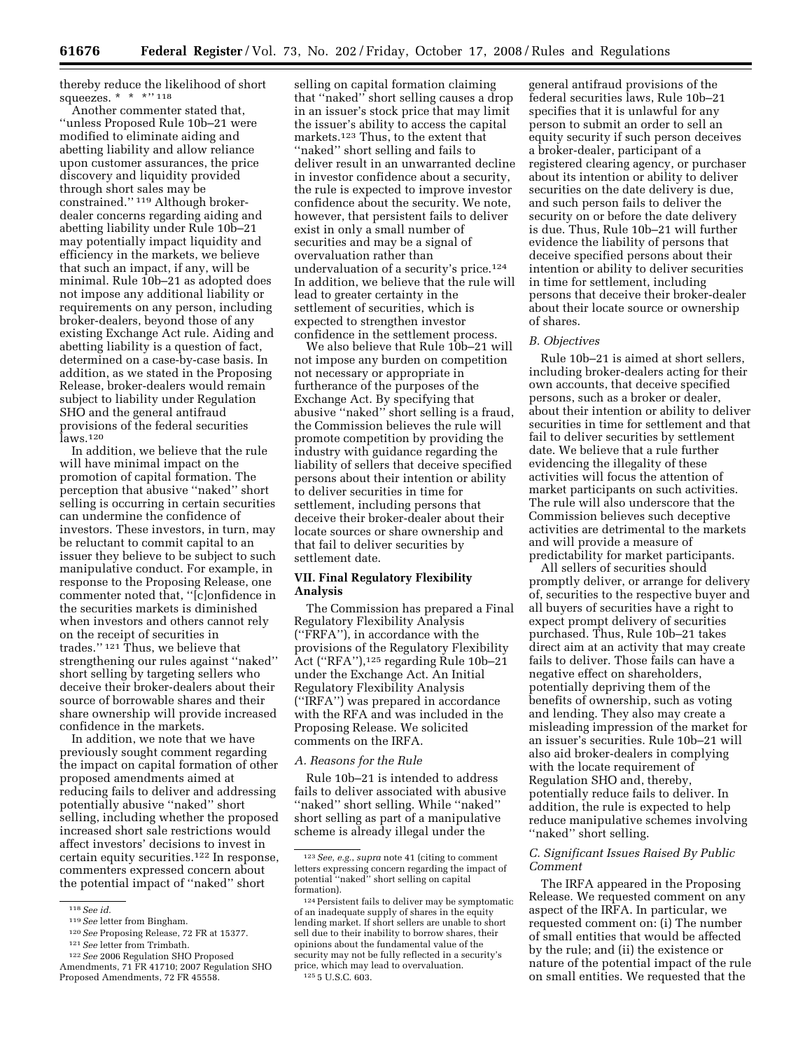thereby reduce the likelihood of short squeezes. * * *'' [118]

Another commenter stated that, ''unless Proposed Rule 10b–21 were modified to eliminate aiding and abetting liability and allow reliance upon customer assurances, the price discovery and liquidity provided through short sales may be constrained.'' [119] Although broker-dealer concerns regarding aiding and abetting liability under Rule 10b–21 may potentially impact liquidity and efficiency in the markets, we believe that such an impact, if any, will be minimal. Rule 10b–21 as adopted does not impose any additional liability or requirements on any person, including broker-dealers, beyond those of any existing Exchange Act rule. Aiding and abetting liability is a question of fact, determined on a case-by-case basis. In addition, as we stated in the Proposing Release, broker-dealers would remain subject to liability under Regulation SHO and the general antifraud provisions of the federal securities laws. [120]

In addition, we believe that the rule will have minimal impact on the promotion of capital formation. The perception that abusive ''naked'' short selling is occurring in certain securities can undermine the confidence of investors. These investors, in turn, may be reluctant to commit capital to an issuer they believe to be subject to such manipulative conduct. For example, in response to the Proposing Release, one commenter noted that, ''[c]onfidence in the securities markets is diminished when investors and others cannot rely on the receipt of securities in trades.'' [121] Thus, we believe that strengthening our rules against ''naked'' short selling by targeting sellers who deceive their broker-dealers about their source of borrowable shares and their share ownership will provide increased confidence in the markets.

In addition, we note that we have previously sought comment regarding the impact on capital formation of other proposed amendments aimed at reducing fails to deliver and addressing potentially abusive ''naked'' short selling, including whether the proposed increased short sale restrictions would affect investors' decisions to invest in certain equity securities. [122] In response, commenters expressed concern about the potential impact of ''naked'' short selling on capital formation claiming that ''naked'' short selling causes a drop in an issuer's stock price that may limit the issuer's ability to access the capital markets. [123] Thus, to the extent that ''naked'' short selling and fails to deliver result in an unwarranted decline in investor confidence about a security, the rule is expected to improve investor confidence about the security. We note, however, that persistent fails to deliver exist in only a small number of securities and may be a signal of overvaluation rather than undervaluation of a security's price. [124] In addition, we believe that the rule will lead to greater certainty in the settlement of securities, which is expected to strengthen investor confidence in the settlement process.

We also believe that Rule 10b–21 will not impose any burden on competition not necessary or appropriate in furtherance of the purposes of the Exchange Act. By specifying that abusive ''naked'' short selling is a fraud, the Commission believes the rule will promote competition by providing the industry with guidance regarding the liability of sellers that deceive specified persons about their intention or ability to deliver securities in time for settlement, including persons that deceive their broker-dealer about their locate sources or share ownership and that fail to deliver securities by settlement date.

## VII. Final Regulatory Flexibility Analysis

The Commission has prepared a Final Regulatory Flexibility Analysis (''FRFA''), in accordance with the provisions of the Regulatory Flexibility Act (''RFA''), [125] regarding Rule 10b–21 under the Exchange Act. An Initial Regulatory Flexibility Analysis (''IRFA'') was prepared in accordance with the RFA and was included in the Proposing Release. We solicited comments on the IRFA.

### A. Reasons for the Rule

Rule 10b–21 is intended to address fails to deliver associated with abusive ''naked'' short selling. While ''naked'' short selling as part of a manipulative scheme is already illegal under the general antifraud provisions of the federal securities laws, Rule 10b–21 specifies that it is unlawful for any person to submit an order to sell an equity security if such person deceives a broker-dealer, participant of a registered clearing agency, or purchaser about its intention or ability to deliver securities on the date delivery is due, and such person fails to deliver the security on or before the date delivery is due. Thus, Rule 10b–21 will further evidence the liability of persons that deceive specified persons about their intention or ability to deliver securities in time for settlement, including persons that deceive their broker-dealer about their locate source or ownership of shares.

### B. Objectives

Rule 10b–21 is aimed at short sellers, including broker-dealers acting for their own accounts, that deceive specified persons, such as a broker or dealer, about their intention or ability to deliver securities in time for settlement and that fail to deliver securities by settlement date. We believe that a rule further evidencing the illegality of these activities will focus the attention of market participants on such activities. The rule will also underscore that the Commission believes such deceptive activities are detrimental to the markets and will provide a measure of predictability for market participants.

All sellers of securities should promptly deliver, or arrange for delivery of, securities to the respective buyer and all buyers of securities have a right to expect prompt delivery of securities purchased. Thus, Rule 10b–21 takes direct aim at an activity that may create fails to deliver. Those fails can have a negative effect on shareholders, potentially depriving them of the benefits of ownership, such as voting and lending. They also may create a misleading impression of the market for an issuer's securities. Rule 10b–21 will also aid broker-dealers in complying with the locate requirement of Regulation SHO and, thereby, potentially reduce fails to deliver. In addition, the rule is expected to help reduce manipulative schemes involving ''naked'' short selling.

### C. Significant Issues Raised By Public Comment

The IRFA appeared in the Proposing Release. We requested comment on any aspect of the IRFA. In particular, we requested comment on: (i) The number of small entities that would be affected by the rule; and (ii) the existence or nature of the potential impact of the rule on small entities. We requested that the

---

[118] *See id.*

[119] *See* letter from Bingham.

[120] *See* Proposing Release, 72 FR at 15377.

[121] *See* letter from Trimbath.

[122] *See* 2006 Regulation SHO Proposed Amendments, 71 FR 41710; 2007 Regulation SHO Proposed Amendments, 72 FR 45558.

[123] *See, e.g., supra* note 41 (citing to comment letters expressing concern regarding the impact of potential ''naked'' short selling on capital formation).

[124] Persistent fails to deliver may be symptomatic of an inadequate supply of shares in the equity lending market. If short sellers are unable to short sell due to their inability to borrow shares, their opinions about the fundamental value of the security may not be fully reflected in a security's price, which may lead to overvaluation.

[125] 5 U.S.C. 603.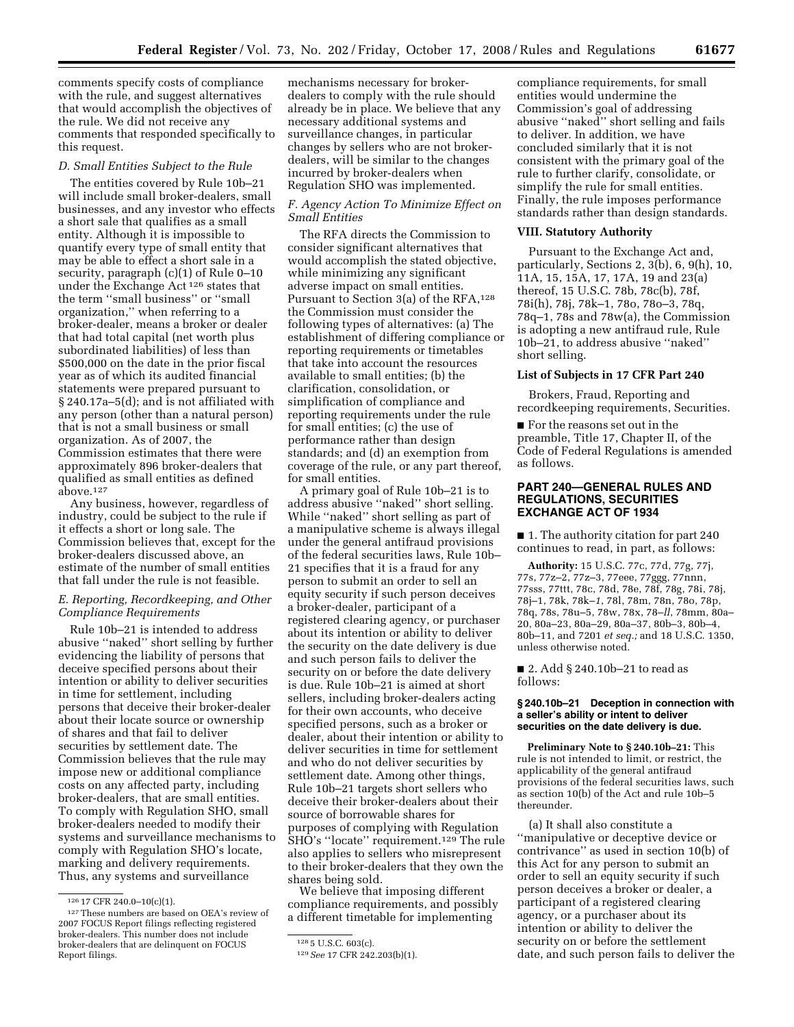comments specify costs of compliance with the rule, and suggest alternatives that would accomplish the objectives of the rule. We did not receive any comments that responded specifically to this request.

### D. Small Entities Subject to the Rule

The entities covered by Rule 10b–21 will include small broker-dealers, small businesses, and any investor who effects a short sale that qualifies as a small entity. Although it is impossible to quantify every type of small entity that may be able to effect a short sale in a security, paragraph (c)(1) of Rule 0–10 under the Exchange Act [126] states that the term ''small business'' or ''small organization,'' when referring to a broker-dealer, means a broker or dealer that had total capital (net worth plus subordinated liabilities) of less than $500,000 on the date in the prior fiscal year as of which its audited financial statements were prepared pursuant to § 240.17a–5(d); and is not affiliated with any person (other than a natural person) that is not a small business or small organization. As of 2007, the Commission estimates that there were approximately 896 broker-dealers that qualified as small entities as defined above.[127]

Any business, however, regardless of industry, could be subject to the rule if it effects a short or long sale. The Commission believes that, except for the broker-dealers discussed above, an estimate of the number of small entities that fall under the rule is not feasible.

### E. Reporting, Recordkeeping, and Other Compliance Requirements

Rule 10b–21 is intended to address abusive ''naked'' short selling by further evidencing the liability of persons that deceive specified persons about their intention or ability to deliver securities in time for settlement, including persons that deceive their broker-dealer about their locate source or ownership of shares and that fail to deliver securities by settlement date. The Commission believes that the rule may impose new or additional compliance costs on any affected party, including broker-dealers, that are small entities. To comply with Regulation SHO, small broker-dealers needed to modify their systems and surveillance mechanisms to comply with Regulation SHO's locate, marking and delivery requirements. Thus, any systems and surveillance mechanisms necessary for broker-dealers to comply with the rule should already be in place. We believe that any necessary additional systems and surveillance changes, in particular changes by sellers who are not broker-dealers, will be similar to the changes incurred by broker-dealers when Regulation SHO was implemented.

### F. Agency Action To Minimize Effect on Small Entities

The RFA directs the Commission to consider significant alternatives that would accomplish the stated objective, while minimizing any significant adverse impact on small entities. Pursuant to Section 3(a) of the RFA,[128] the Commission must consider the following types of alternatives: (a) The establishment of differing compliance or reporting requirements or timetables that take into account the resources available to small entities; (b) the clarification, consolidation, or simplification of compliance and reporting requirements under the rule for small entities; (c) the use of performance rather than design standards; and (d) an exemption from coverage of the rule, or any part thereof, for small entities.

A primary goal of Rule 10b–21 is to address abusive ''naked'' short selling. While ''naked'' short selling as part of a manipulative scheme is always illegal under the general antifraud provisions of the federal securities laws, Rule 10b–21 specifies that it is a fraud for any person to submit an order to sell an equity security if such person deceives a broker-dealer, participant of a registered clearing agency, or purchaser about its intention or ability to deliver the security on the date delivery is due and such person fails to deliver the security on or before the date delivery is due. Rule 10b–21 is aimed at short sellers, including broker-dealers acting for their own accounts, who deceive specified persons, such as a broker or dealer, about their intention or ability to deliver securities in time for settlement and who do not deliver securities by settlement date. Among other things, Rule 10b–21 targets short sellers who deceive their broker-dealers about their source of borrowable shares for purposes of complying with Regulation SHO's ''locate'' requirement.[129] The rule also applies to sellers who misrepresent to their broker-dealers that they own the shares being sold.

We believe that imposing different compliance requirements, and possibly a different timetable for implementing compliance requirements, for small entities would undermine the Commission's goal of addressing abusive ''naked'' short selling and fails to deliver. In addition, we have concluded similarly that it is not consistent with the primary goal of the rule to further clarify, consolidate, or simplify the rule for small entities. Finally, the rule imposes performance standards rather than design standards.

## VIII. Statutory Authority

Pursuant to the Exchange Act and, particularly, Sections 2, 3(b), 6, 9(h), 10, 11A, 15, 15A, 17, 17A, 19 and 23(a) thereof, 15 U.S.C. 78b, 78c(b), 78f, 78i(h), 78j, 78k–1, 78o, 78o–3, 78q, 78q–1, 78s and 78w(a), the Commission is adopting a new antifraud rule, Rule 10b–21, to address abusive ''naked'' short selling.

## List of Subjects in 17 CFR Part 240

Brokers, Fraud, Reporting and recordkeeping requirements, Securities.

■ For the reasons set out in the preamble, Title 17, Chapter II, of the Code of Federal Regulations is amended as follows.

## PART 240—GENERAL RULES AND REGULATIONS, SECURITIES EXCHANGE ACT OF 1934

■ 1. The authority citation for part 240 continues to read, in part, as follows:

**Authority:** 15 U.S.C. 77c, 77d, 77g, 77j, 77s, 77z–2, 77z–3, 77eee, 77ggg, 77nnn, 77sss, 77ttt, 78c, 78d, 78e, 78f, 78g, 78i, 78j, 78j–1, 78k, 78k–*1*, 78l, 78m, 78n, 78o, 78p, 78q, 78s, 78u–5, 78w, 78x, 78–*ll*, 78mm, 80a–20, 80a–23, 80a–29, 80a–37, 80b–3, 80b–4, 80b–11, and 7201 *et seq.;* and 18 U.S.C. 1350, unless otherwise noted.

■ 2. Add § 240.10b–21 to read as follows:

### § 240.10b–21 Deception in connection with a seller's ability or intent to deliver securities on the date delivery is due.

**Preliminary Note to § 240.10b–21:** This rule is not intended to limit, or restrict, the applicability of the general antifraud provisions of the federal securities laws, such as section 10(b) of the Act and rule 10b–5 thereunder.

(a) It shall also constitute a ''manipulative or deceptive device or contrivance'' as used in section 10(b) of this Act for any person to submit an order to sell an equity security if such person deceives a broker or dealer, a participant of a registered clearing agency, or a purchaser about its intention or ability to deliver the security on or before the settlement date, and such person fails to deliver the

---

[126] 17 CFR 240.0–10(c)(1).

[127] These numbers are based on OEA's review of 2007 FOCUS Report filings reflecting registered broker-dealers. This number does not include broker-dealers that are delinquent on FOCUS Report filings.

[128] 5 U.S.C. 603(c).

[129] *See* 17 CFR 242.203(b)(1).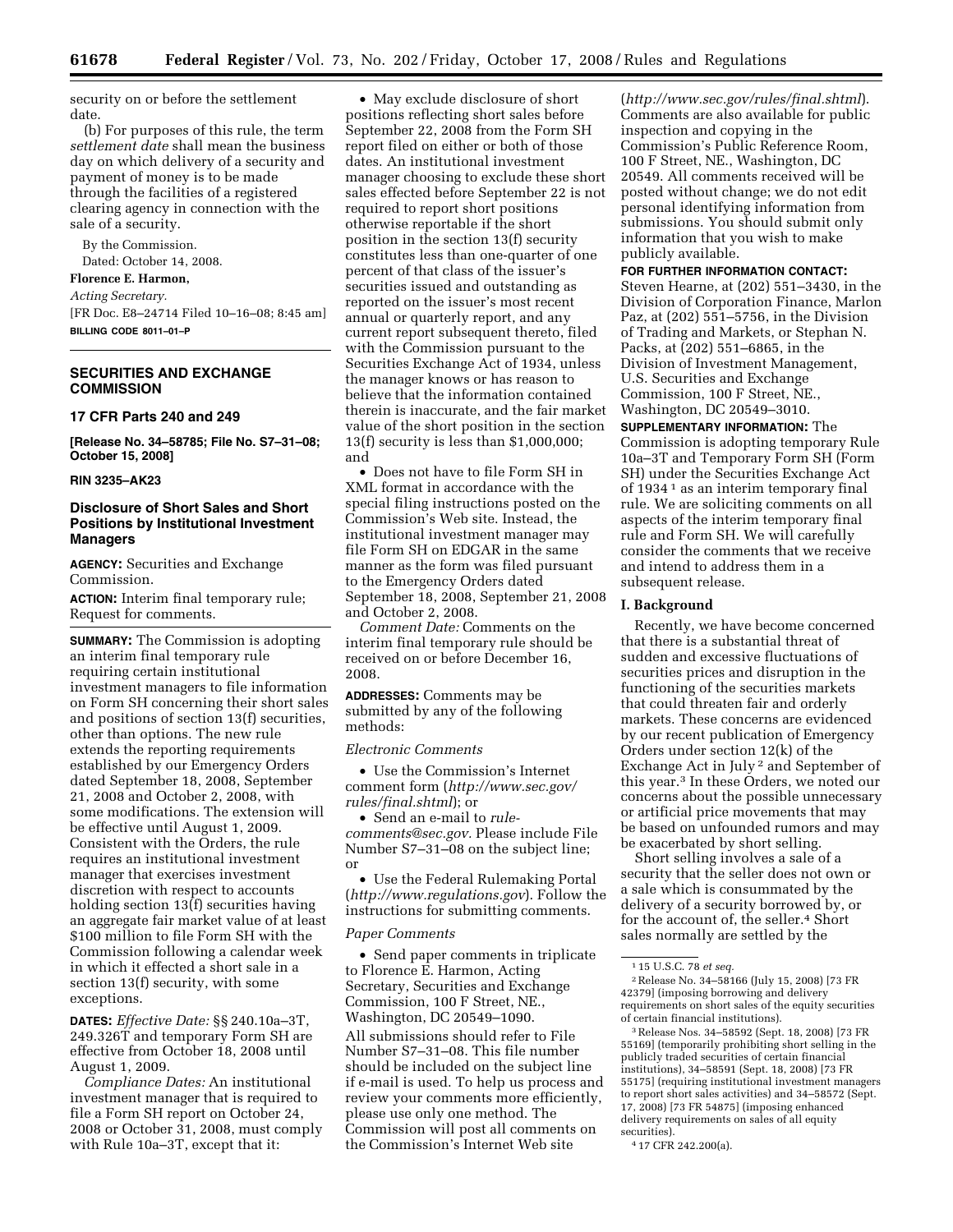security on or before the settlement date.

(b) For purposes of this rule, the term *settlement date* shall mean the business day on which delivery of a security and payment of money is to be made through the facilities of a registered clearing agency in connection with the sale of a security.

By the Commission.

Dated: October 14, 2008.

**Florence E. Harmon,**

*Acting Secretary.*

[FR Doc. E8–24714 Filed 10–16–08; 8:45 am]

**BILLING CODE 8011–01–P**

---

## SECURITIES AND EXCHANGE COMMISSION

### 17 CFR Parts 240 and 249

**[Release No. 34–58785; File No. S7–31–08; October 15, 2008]**

**RIN 3235–AK23**

### Disclosure of Short Sales and Short Positions by Institutional Investment Managers

**AGENCY:** Securities and Exchange Commission.

**ACTION:** Interim final temporary rule; Request for comments.

**SUMMARY:** The Commission is adopting an interim final temporary rule requiring certain institutional investment managers to file information on Form SH concerning their short sales and positions of section 13(f) securities, other than options. The new rule extends the reporting requirements established by our Emergency Orders dated September 18, 2008, September 21, 2008 and October 2, 2008, with some modifications. The extension will be effective until August 1, 2009. Consistent with the Orders, the rule requires an institutional investment manager that exercises investment discretion with respect to accounts holding section 13(f) securities having an aggregate fair market value of at least $100 million to file Form SH with the Commission following a calendar week in which it effected a short sale in a section 13(f) security, with some exceptions.

**DATES:** *Effective Date:* §§ 240.10a–3T, 249.326T and temporary Form SH are effective from October 18, 2008 until August 1, 2009.

*Compliance Dates:* An institutional investment manager that is required to file a Form SH report on October 24, 2008 or October 31, 2008, must comply with Rule 10a–3T, except that it:

- May exclude disclosure of short positions reflecting short sales before September 22, 2008 from the Form SH report filed on either or both of those dates. An institutional investment manager choosing to exclude these short sales effected before September 22 is not required to report short positions otherwise reportable if the short position in the section 13(f) security constitutes less than one-quarter of one percent of that class of the issuer's securities issued and outstanding as reported on the issuer's most recent annual or quarterly report, and any current report subsequent thereto, filed with the Commission pursuant to the Securities Exchange Act of 1934, unless the manager knows or has reason to believe that the information contained therein is inaccurate, and the fair market value of the short position in the section 13(f) security is less than $1,000,000; and
- Does not have to file Form SH in XML format in accordance with the special filing instructions posted on the Commission's Web site. Instead, the institutional investment manager may file Form SH on EDGAR in the same manner as the form was filed pursuant to the Emergency Orders dated September 18, 2008, September 21, 2008 and October 2, 2008.

*Comment Date:* Comments on the interim final temporary rule should be received on or before December 16, 2008.

**ADDRESSES:** Comments may be submitted by any of the following methods:

*Electronic Comments*

- Use the Commission's Internet comment form (*http://www.sec.gov/rules/final.shtml*); or
- Send an e-mail to *rule-comments@sec.gov*. Please include File Number S7–31–08 on the subject line; or
- Use the Federal Rulemaking Portal (*http://www.regulations.gov*). Follow the instructions for submitting comments.

*Paper Comments*

- Send paper comments in triplicate to Florence E. Harmon, Acting Secretary, Securities and Exchange Commission, 100 F Street, NE., Washington, DC 20549–1090.

All submissions should refer to File Number S7–31–08. This file number should be included on the subject line if e-mail is used. To help us process and review your comments more efficiently, please use only one method. The Commission will post all comments on the Commission's Internet Web site (*http://www.sec.gov/rules/final.shtml*). Comments are also available for public inspection and copying in the Commission's Public Reference Room, 100 F Street, NE., Washington, DC 20549. All comments received will be posted without change; we do not edit personal identifying information from submissions. You should submit only information that you wish to make publicly available.

**FOR FURTHER INFORMATION CONTACT:** Steven Hearne, at (202) 551–3430, in the Division of Corporation Finance, Marlon Paz, at (202) 551–5756, in the Division of Trading and Markets, or Stephan N. Packs, at (202) 551–6865, in the Division of Investment Management, U.S. Securities and Exchange Commission, 100 F Street, NE., Washington, DC 20549–3010.

**SUPPLEMENTARY INFORMATION:** The Commission is adopting temporary Rule 10a–3T and Temporary Form SH (Form SH) under the Securities Exchange Act of 1934 [1] as an interim temporary final rule. We are soliciting comments on all aspects of the interim temporary final rule and Form SH. We will carefully consider the comments that we receive and intend to address them in a subsequent release.

#### I. Background

Recently, we have become concerned that there is a substantial threat of sudden and excessive fluctuations of securities prices and disruption in the functioning of the securities markets that could threaten fair and orderly markets. These concerns are evidenced by our recent publication of Emergency Orders under section 12(k) of the Exchange Act in July [2] and September of this year.[3] In these Orders, we noted our concerns about the possible unnecessary or artificial price movements that may be based on unfounded rumors and may be exacerbated by short selling.

Short selling involves a sale of a security that the seller does not own or a sale which is consummated by the delivery of a security borrowed by, or for the account of, the seller.[4] Short sales normally are settled by the

---

[1] 15 U.S.C. 78 *et seq.*

[2] Release No. 34–58166 (July 15, 2008) [73 FR 42379] (imposing borrowing and delivery requirements on short sales of the equity securities of certain financial institutions).

[3] Release Nos. 34–58592 (Sept. 18, 2008) [73 FR 55169] (temporarily prohibiting short selling in the publicly traded securities of certain financial institutions), 34–58591 (Sept. 18, 2008) [73 FR 55175] (requiring institutional investment managers to report short sales activities) and 34–58572 (Sept. 17, 2008) [73 FR 54875] (imposing enhanced delivery requirements on sales of all equity securities).

[4] 17 CFR 242.200(a).